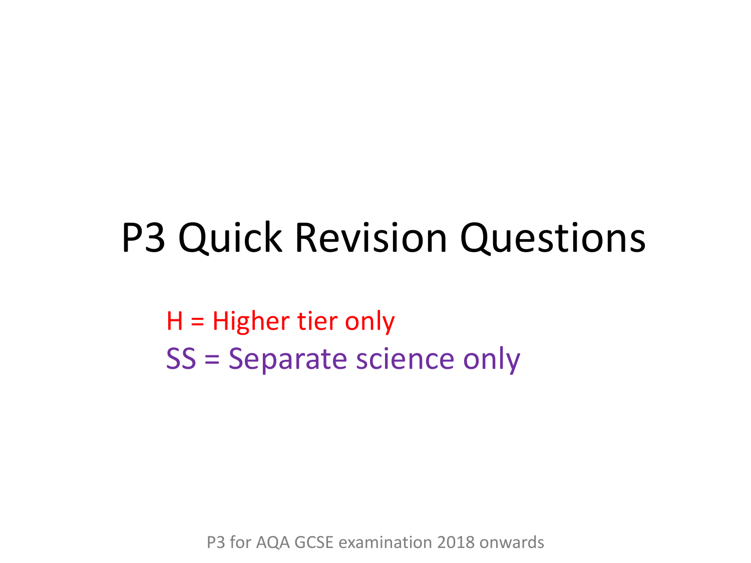# P3 Quick Revision Questions

H = Higher tier only

SS = Separate science only

P3 for AQA GCSE examination 2018 onwards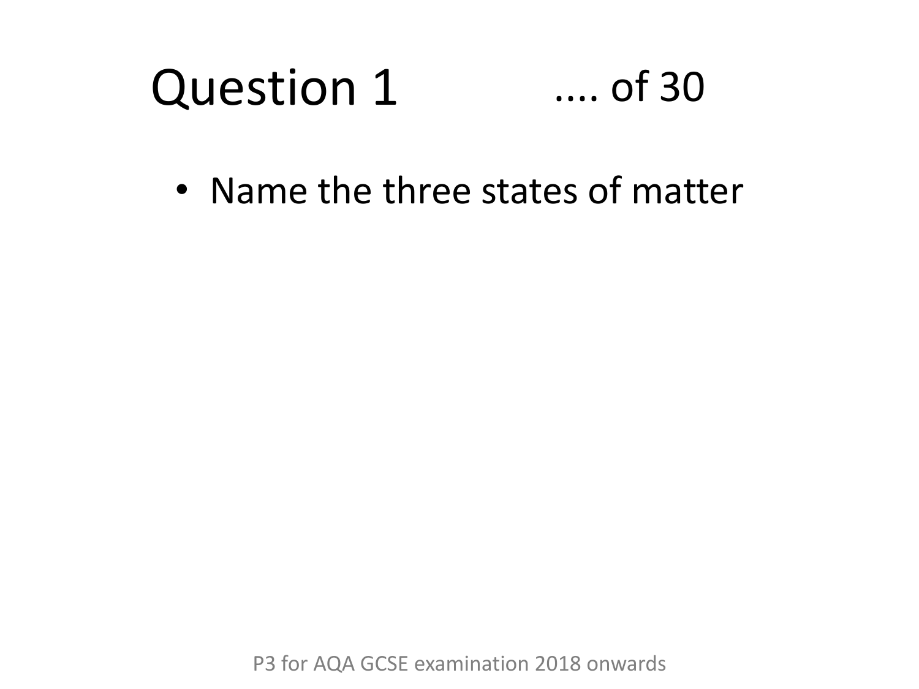# Question 1 .... of 30

- Name the three states of matter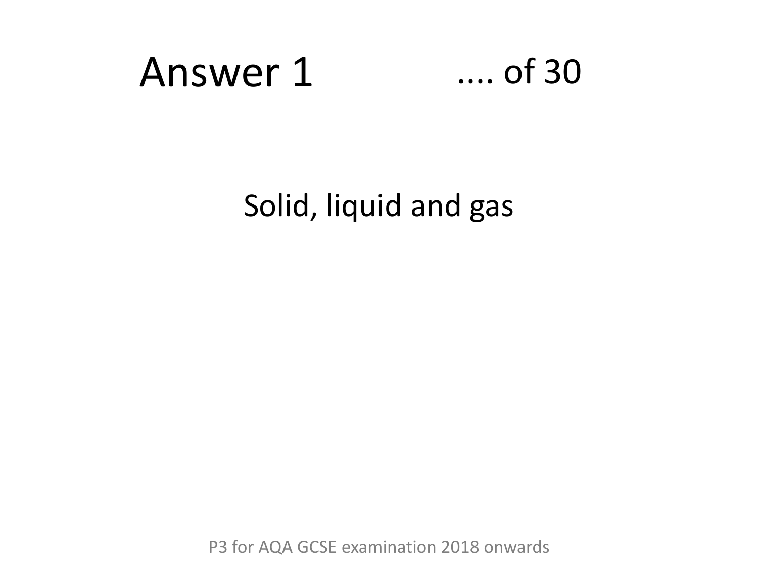# Answer 1 .... of 30

Solid, liquid and gas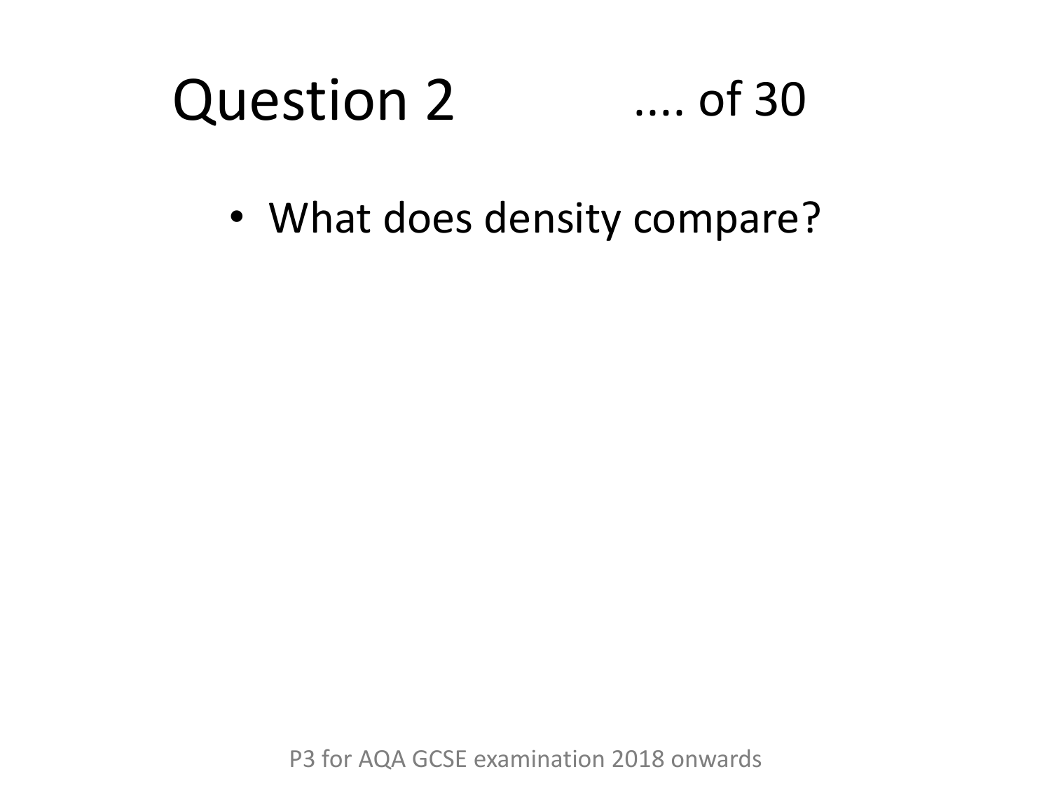# Question 2 .... of 30

- What does density compare?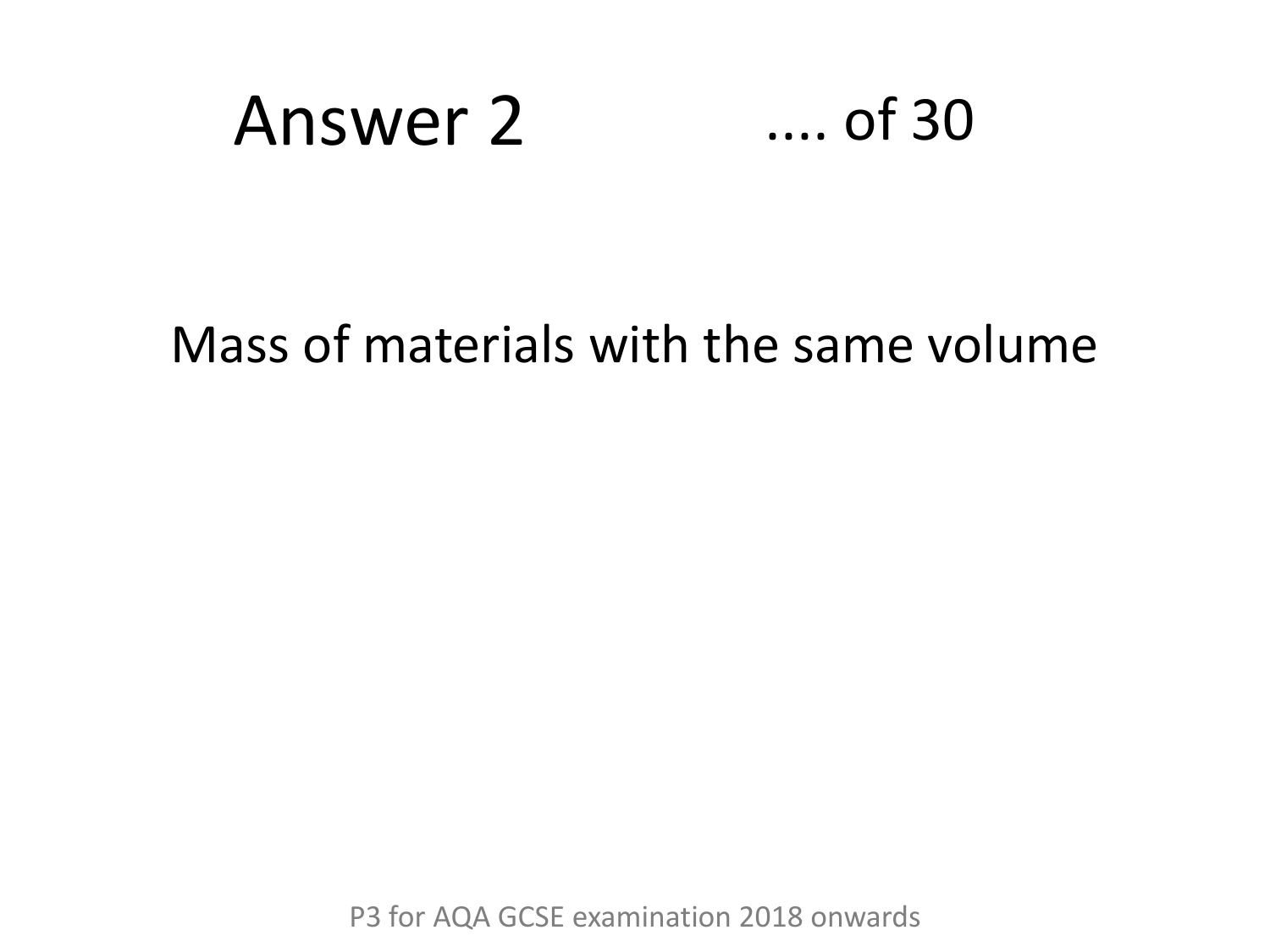# Answer 2

.... of 30

Mass of materials with the same volume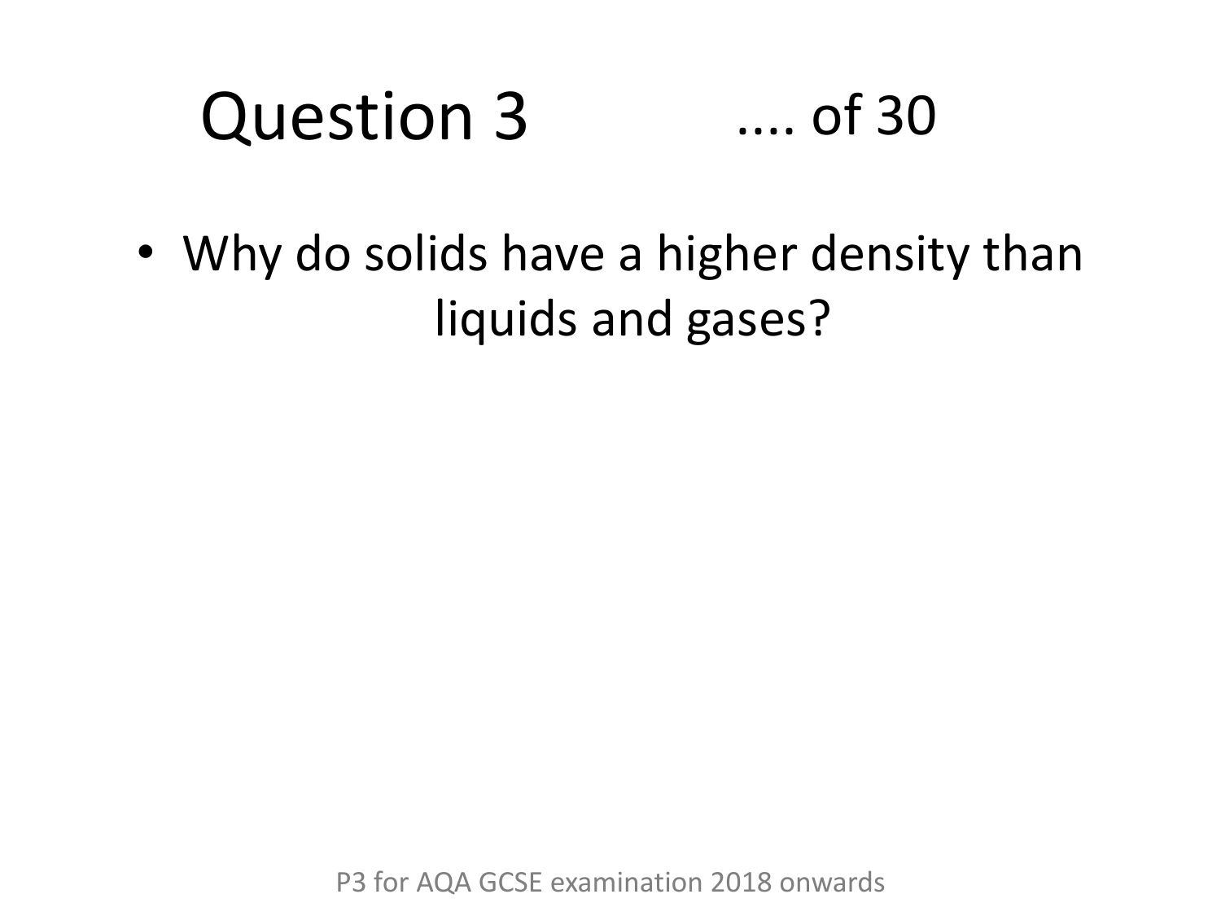# Question 3 .... of 30

- Why do solids have a higher density than liquids and gases?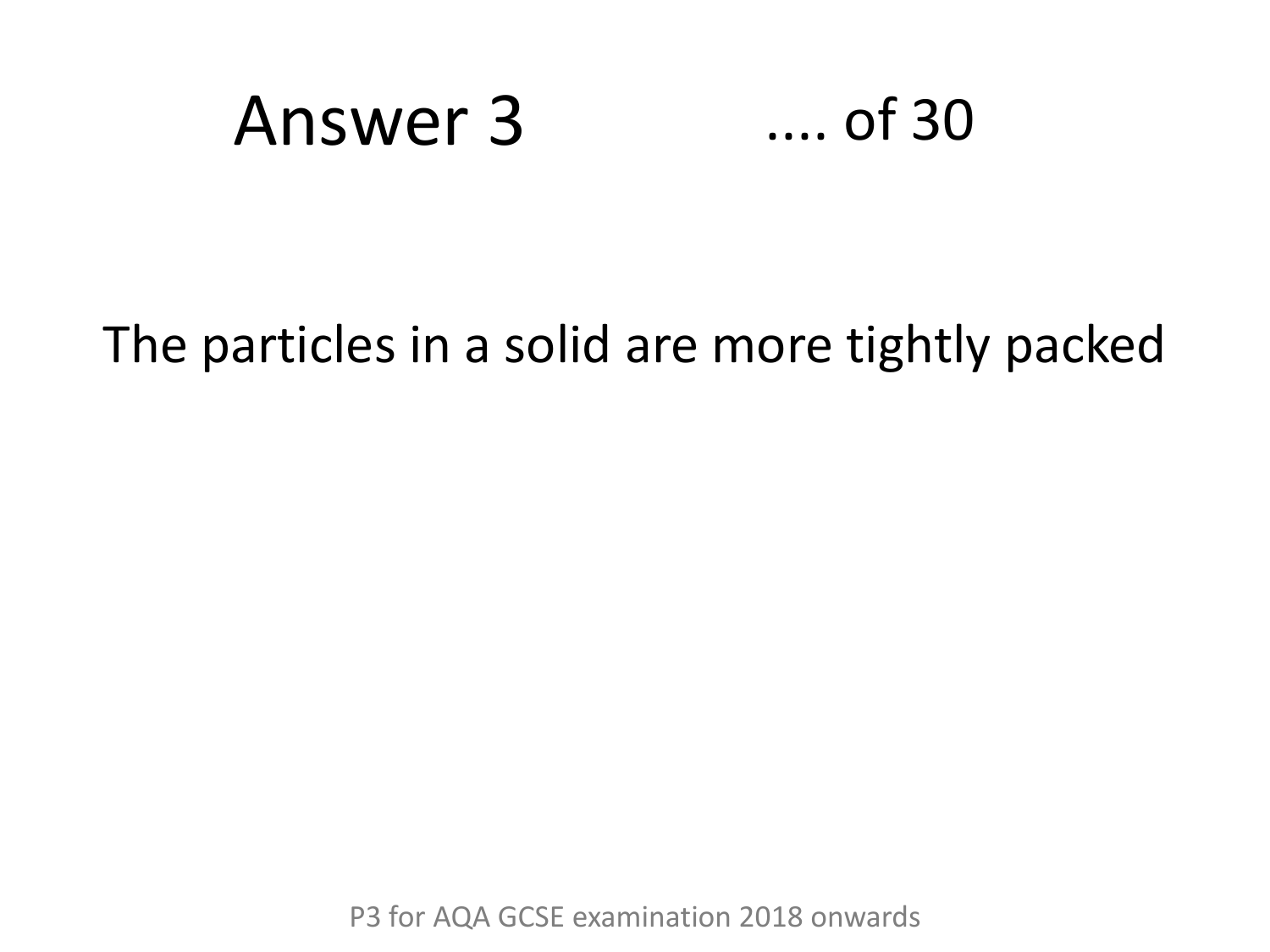# Answer 3 .... of 30

The particles in a solid are more tightly packed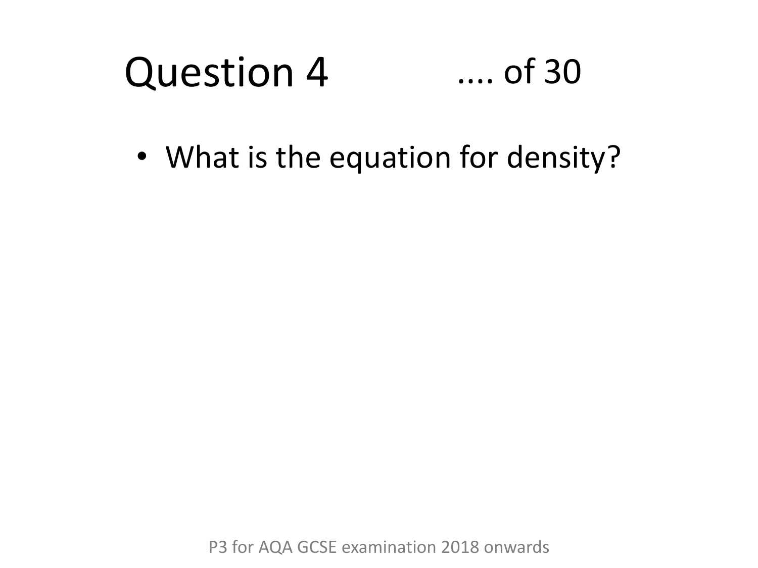# Question 4 .... of 30

- What is the equation for density?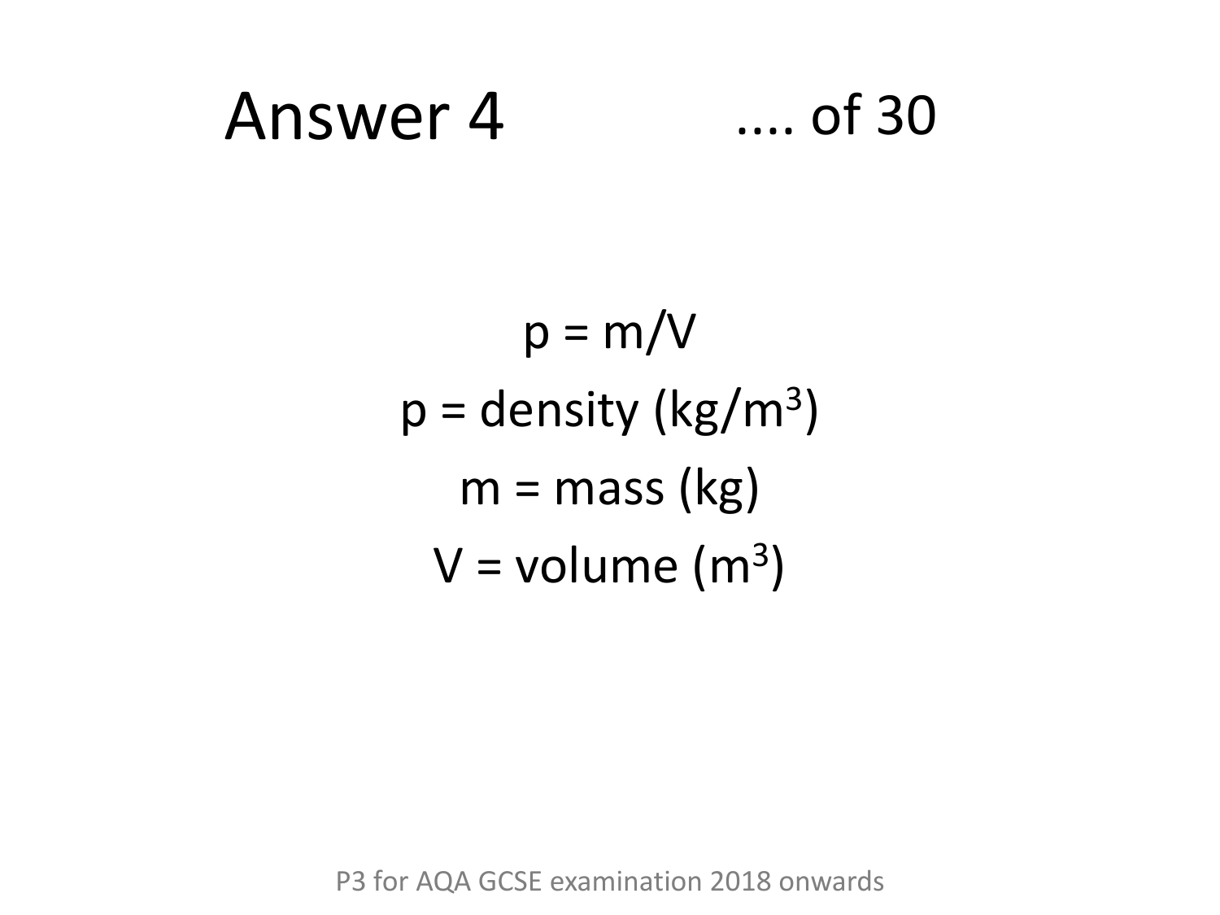# Answer 4 .... of 30

$p = m/V$

$p$ = density ($kg/m^3$)

$m$ = mass ($kg$)

$V$ = volume ($m^3$)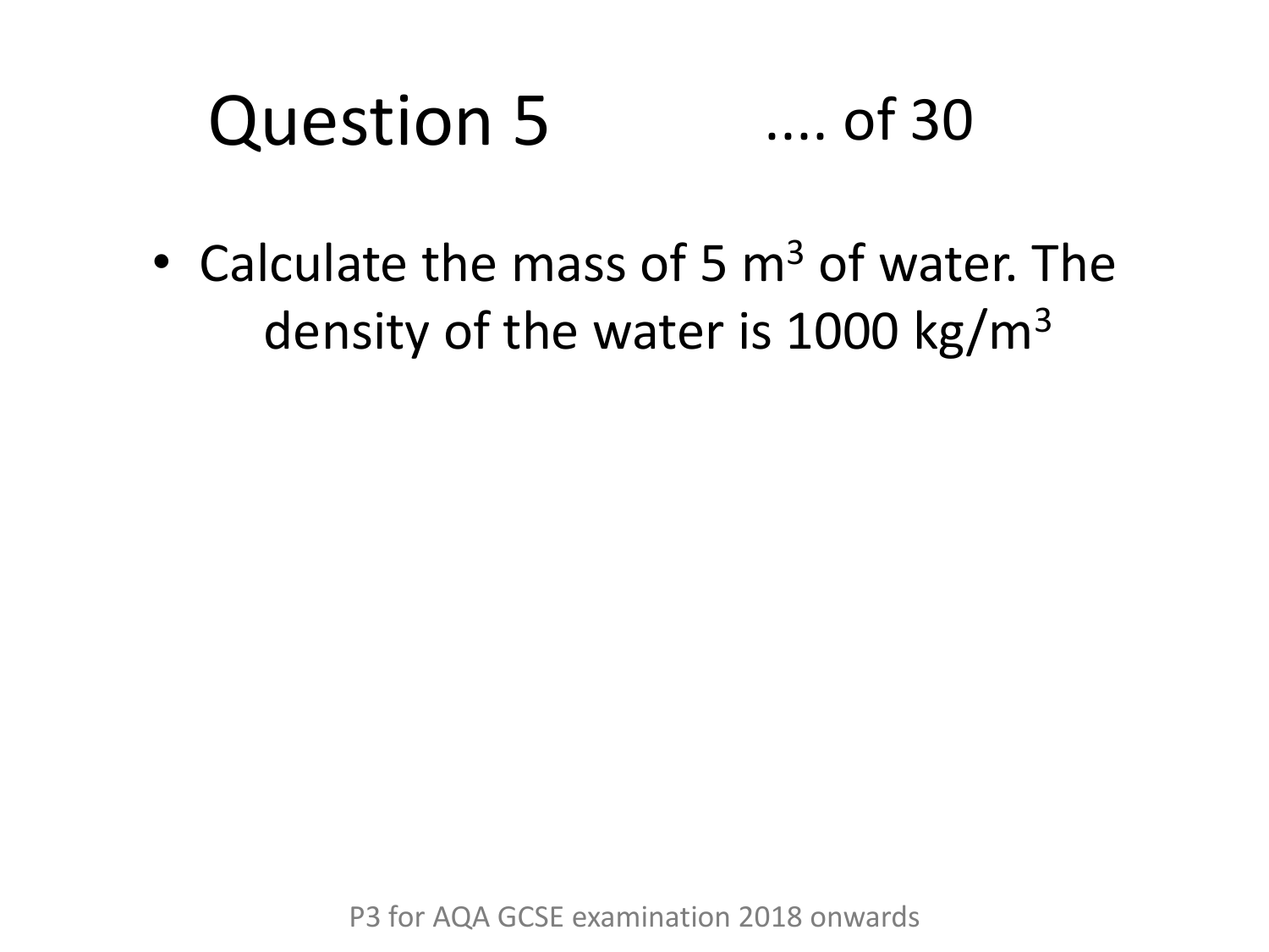# Question 5 .... of 30

- Calculate the mass of 5 $m^3$ of water. The density of the water is 1000 $kg/m^3$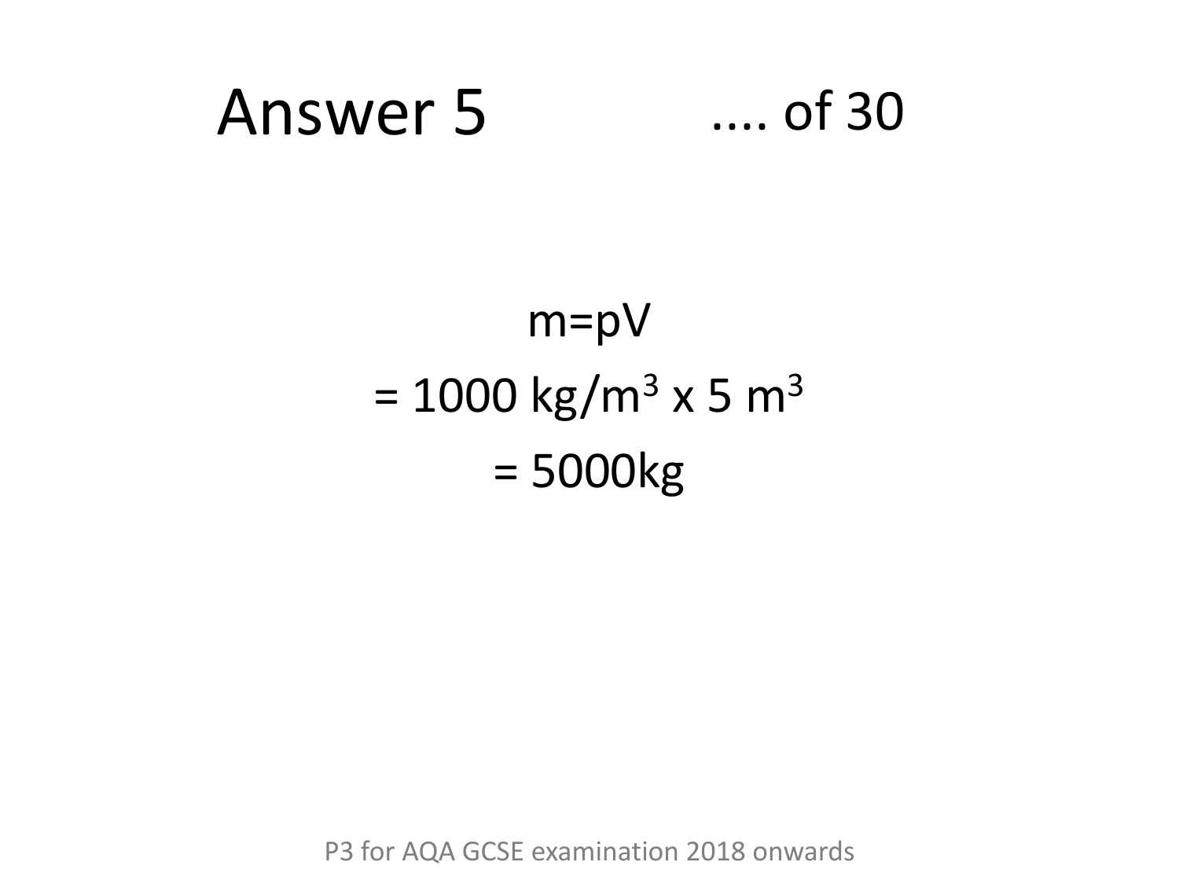# Answer 5 .... of 30

$$m = pV$$

$$= 1000 \text{ kg/m}^3 \times 5 \text{ m}^3$$

$$= 5000\text{kg}$$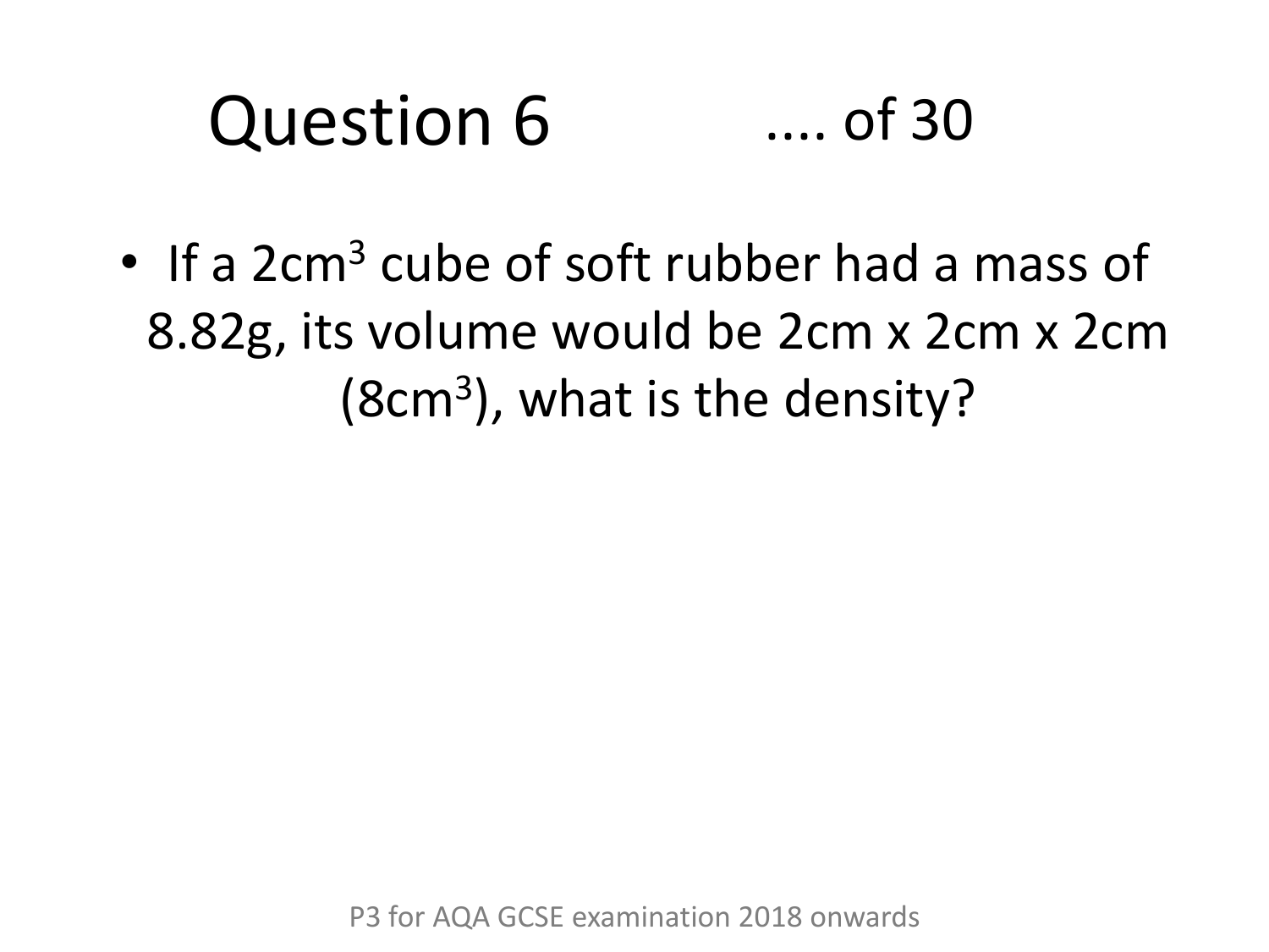# Question 6 .... of 30

- If a 2cm$^3$ cube of soft rubber had a mass of 8.82g, its volume would be 2cm x 2cm x 2cm (8cm$^3$), what is the density?

P3 for AQA GCSE examination 2018 onwards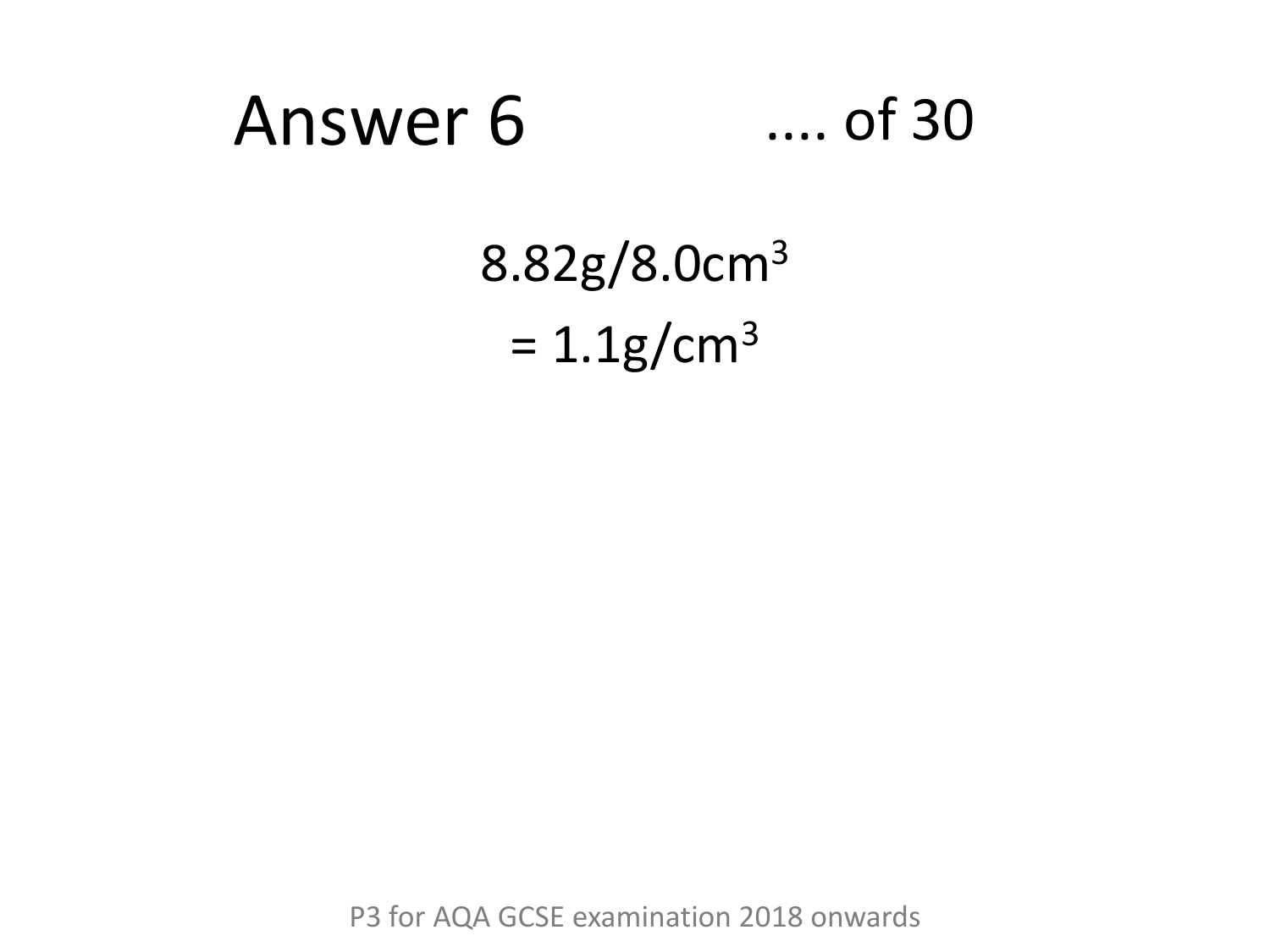# Answer 6

.... of 30

$$8.82\text{g}/8.0\text{cm}^3$$

$$= 1.1\text{g}/\text{cm}^3$$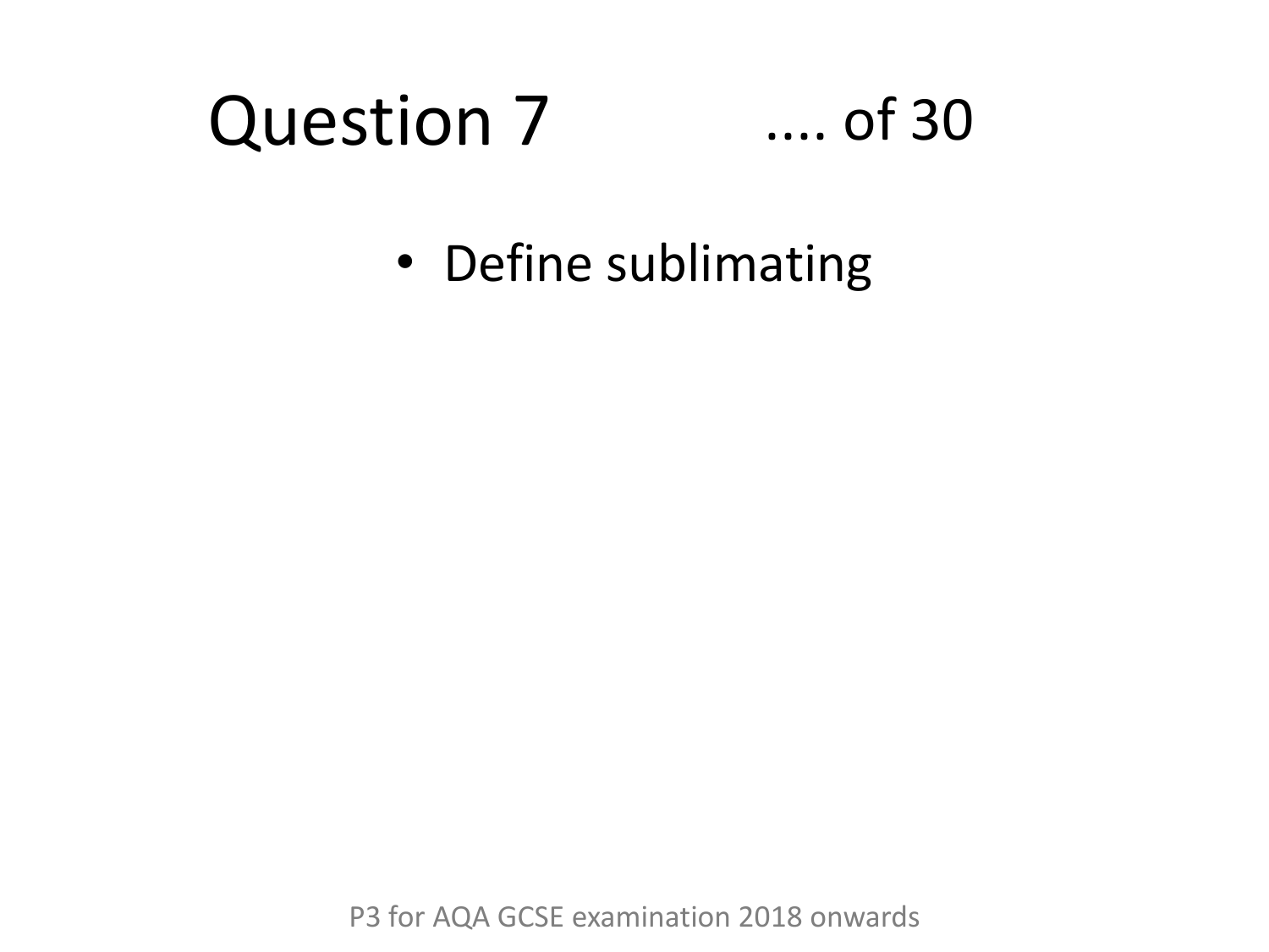# Question 7 .... of 30

- Define sublimating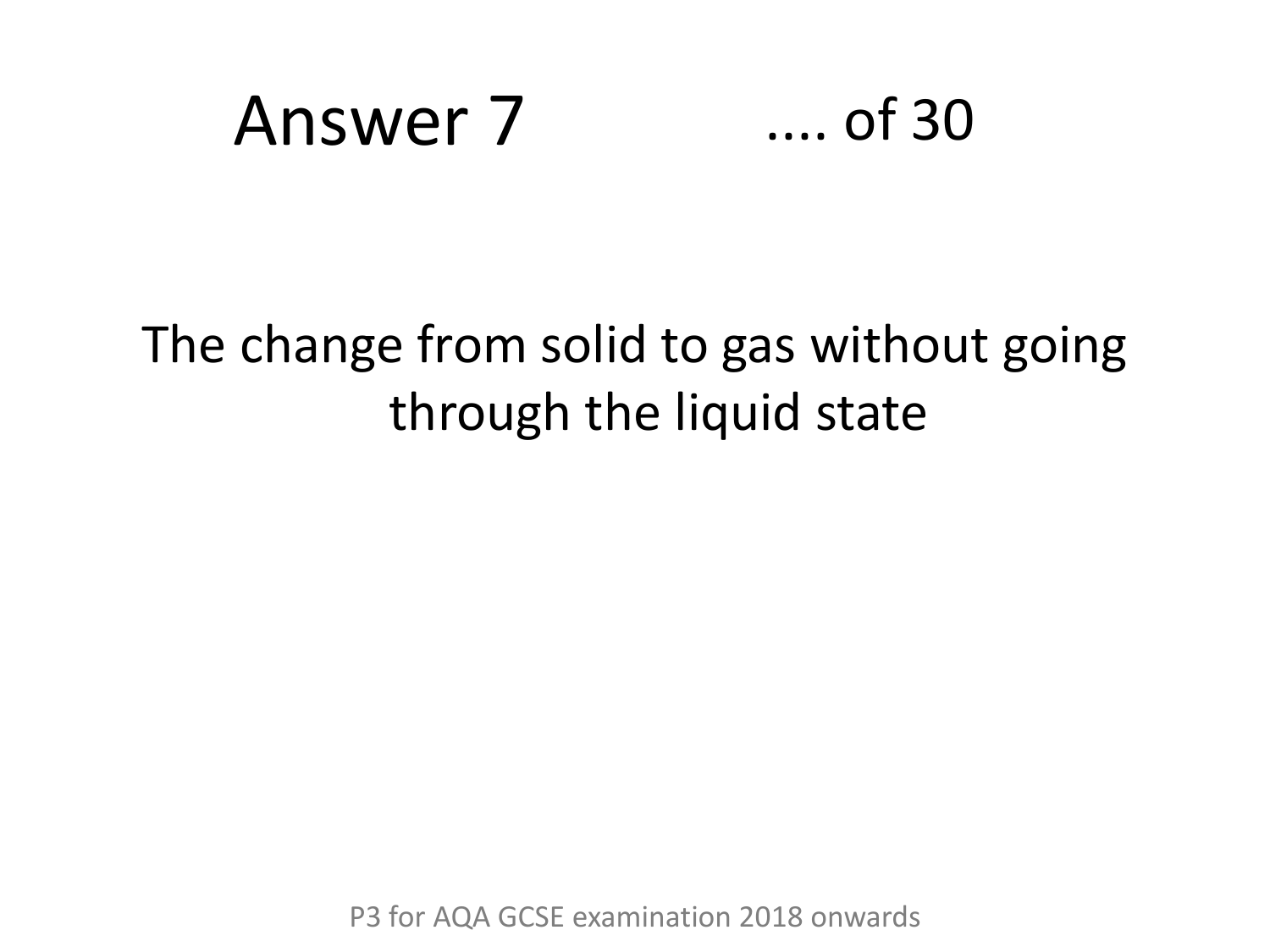# Answer 7 .... of 30

The change from solid to gas without going through the liquid state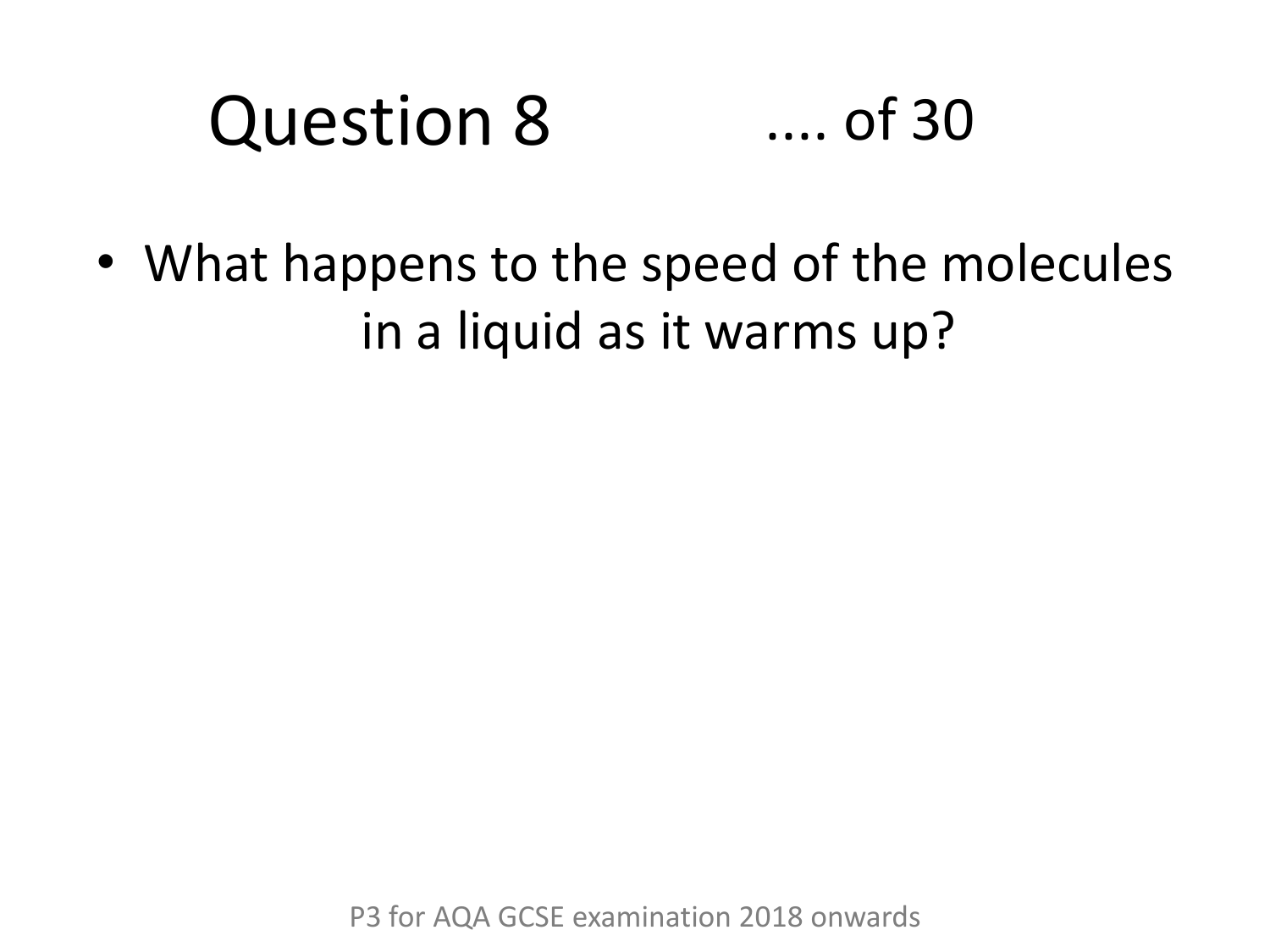# Question 8

.... of 30

- What happens to the speed of the molecules in a liquid as it warms up?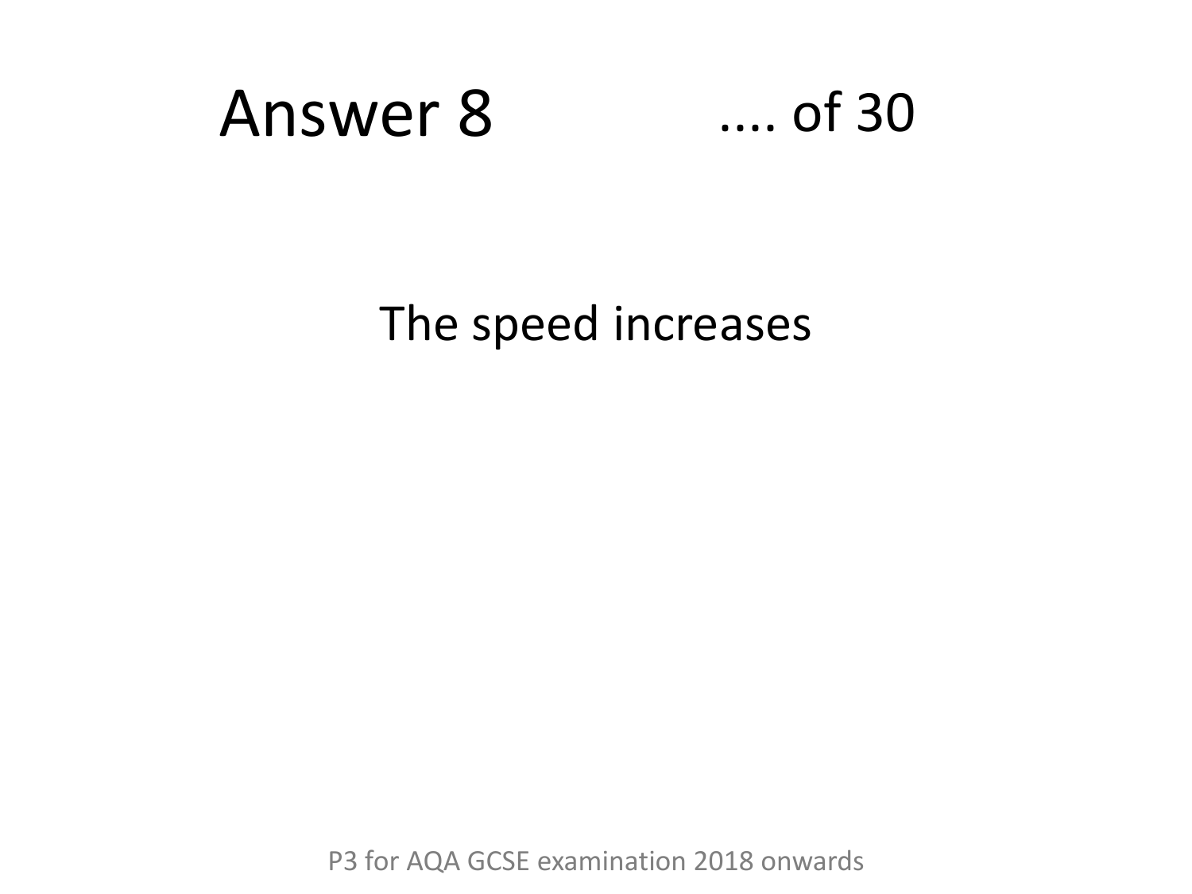# Answer 8

.... of 30

The speed increases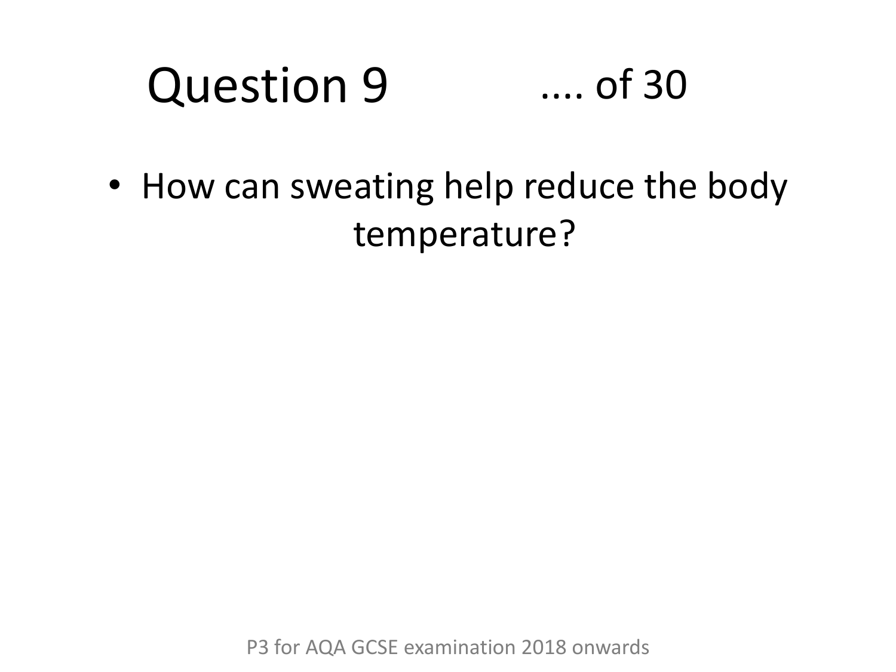# Question 9 .... of 30

- How can sweating help reduce the body temperature?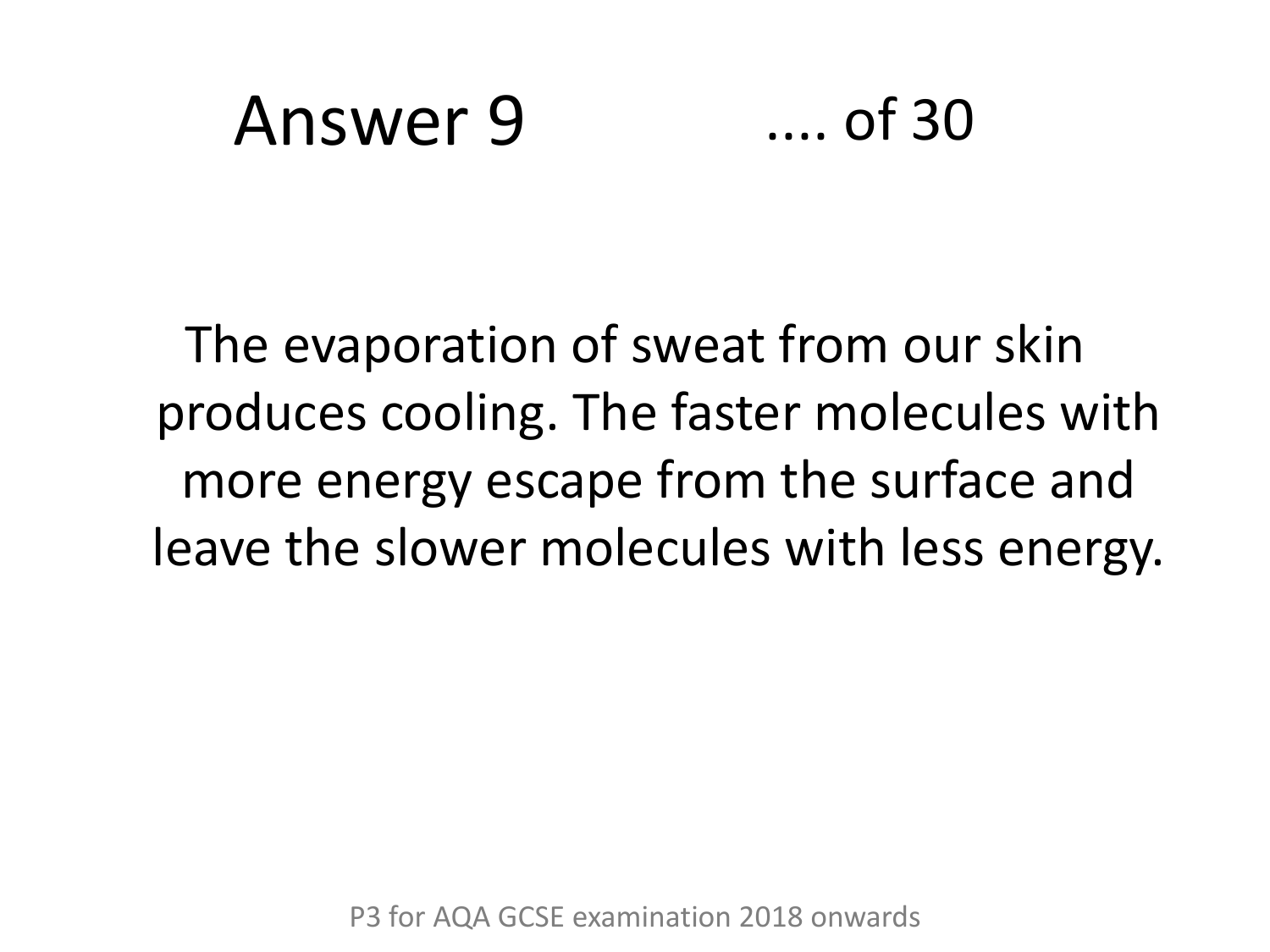# Answer 9 .... of 30

The evaporation of sweat from our skin produces cooling. The faster molecules with more energy escape from the surface and leave the slower molecules with less energy.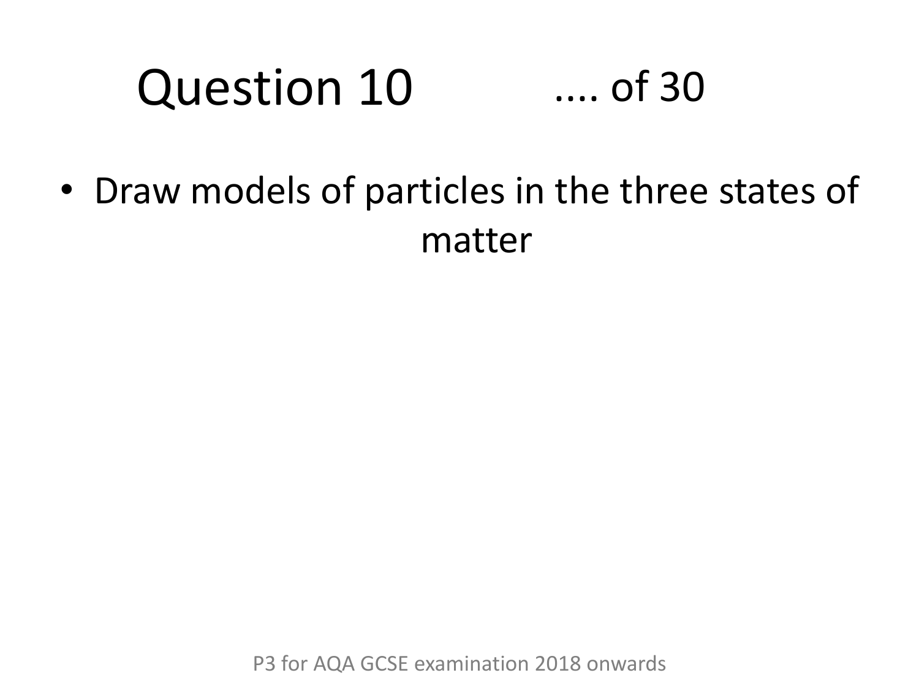# Question 10 .... of 30

- Draw models of particles in the three states of matter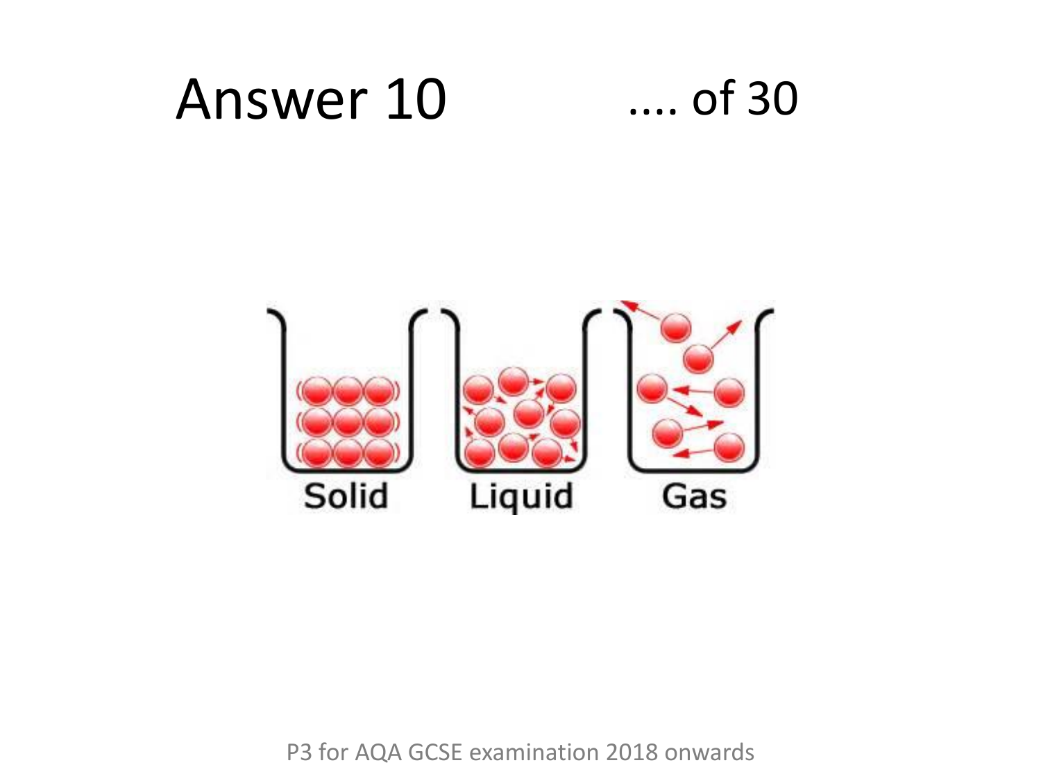# Answer 10 .... of 30

Solid Liquid Gas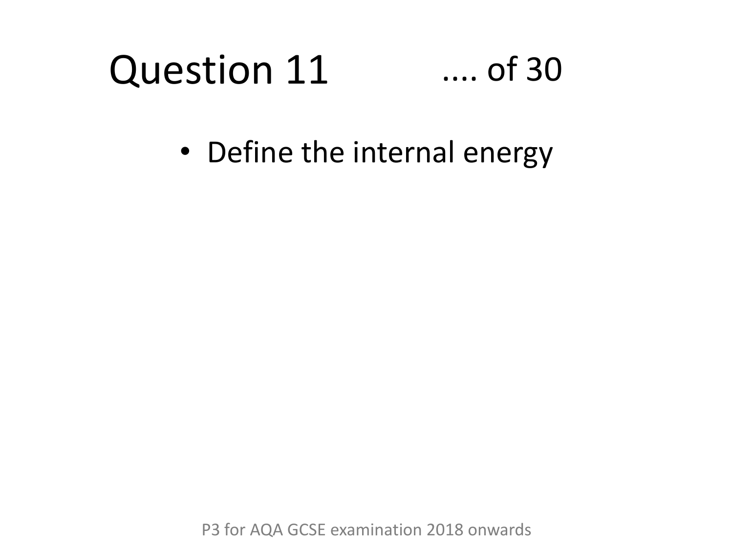# Question 11 .... of 30

- Define the internal energy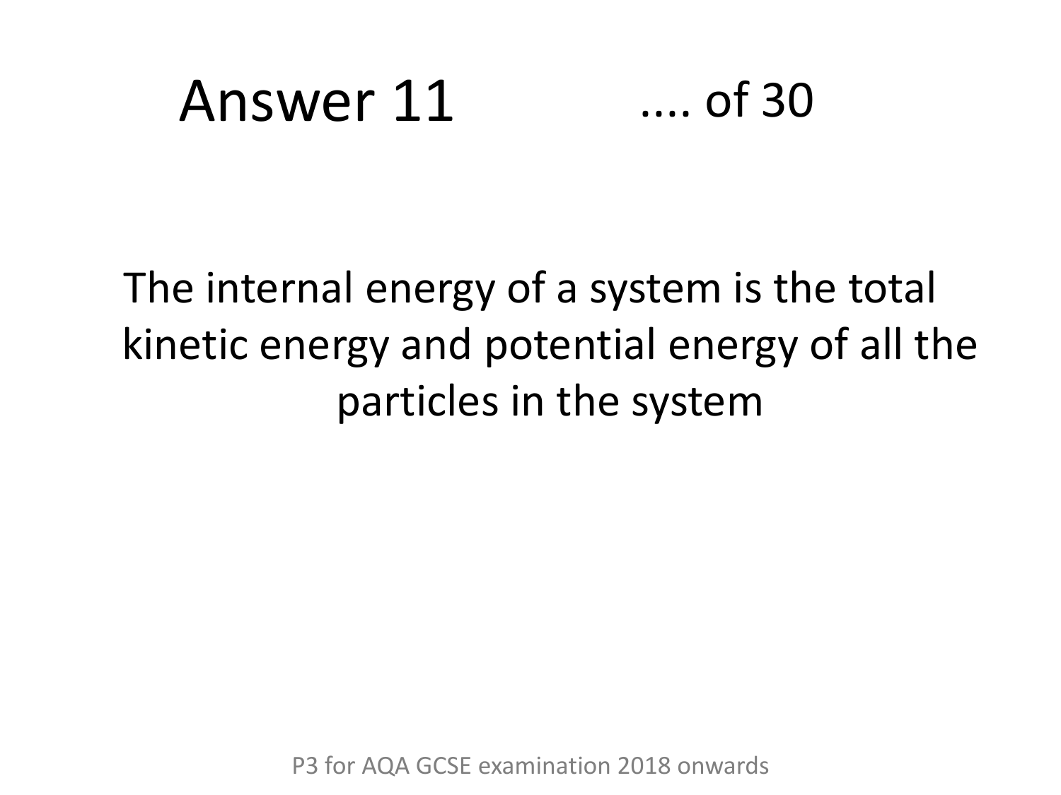# Answer 11 .... of 30

The internal energy of a system is the total kinetic energy and potential energy of all the particles in the system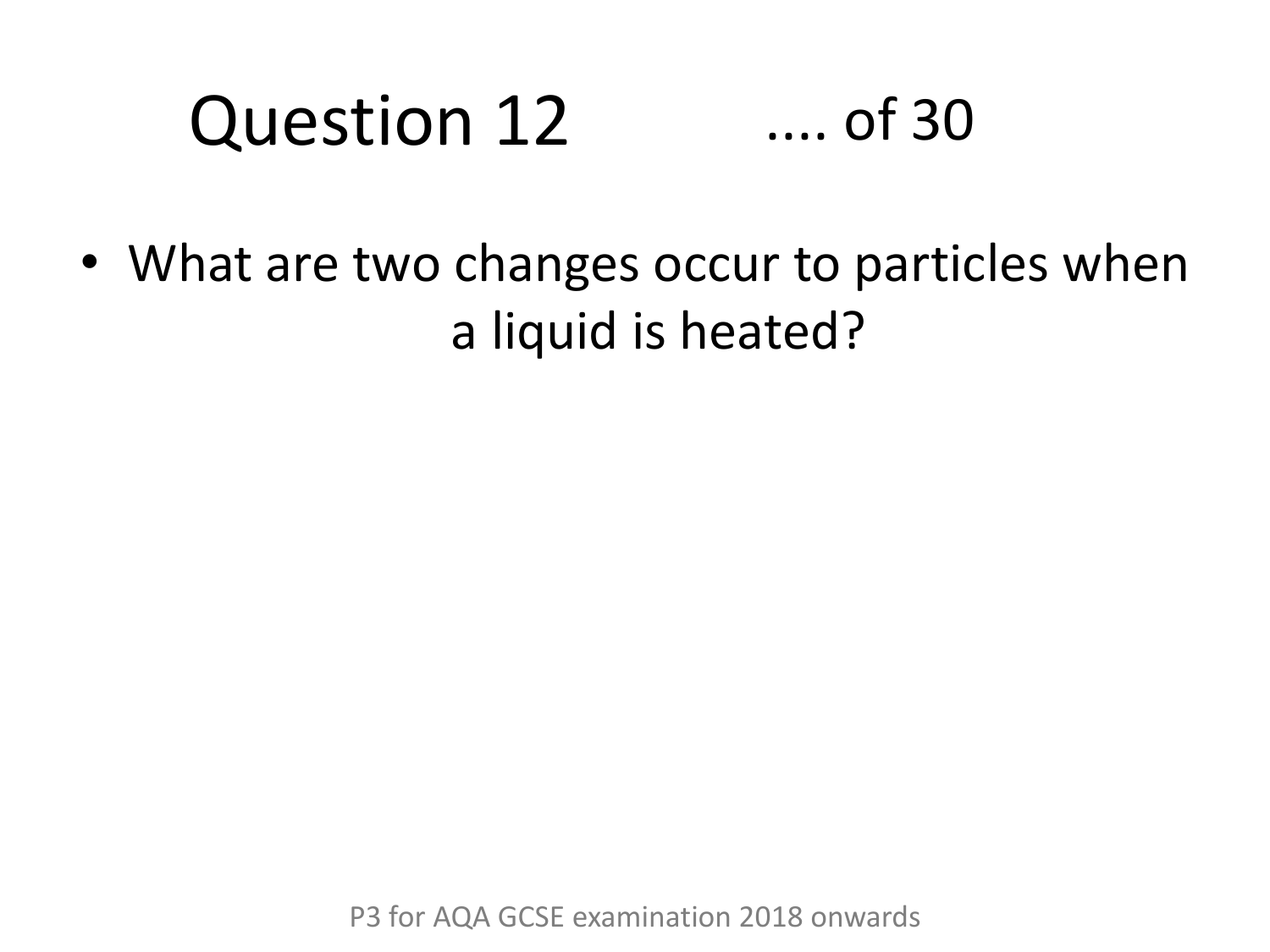# Question 12 .... of 30

- What are two changes occur to particles when a liquid is heated?

P3 for AQA GCSE examination 2018 onwards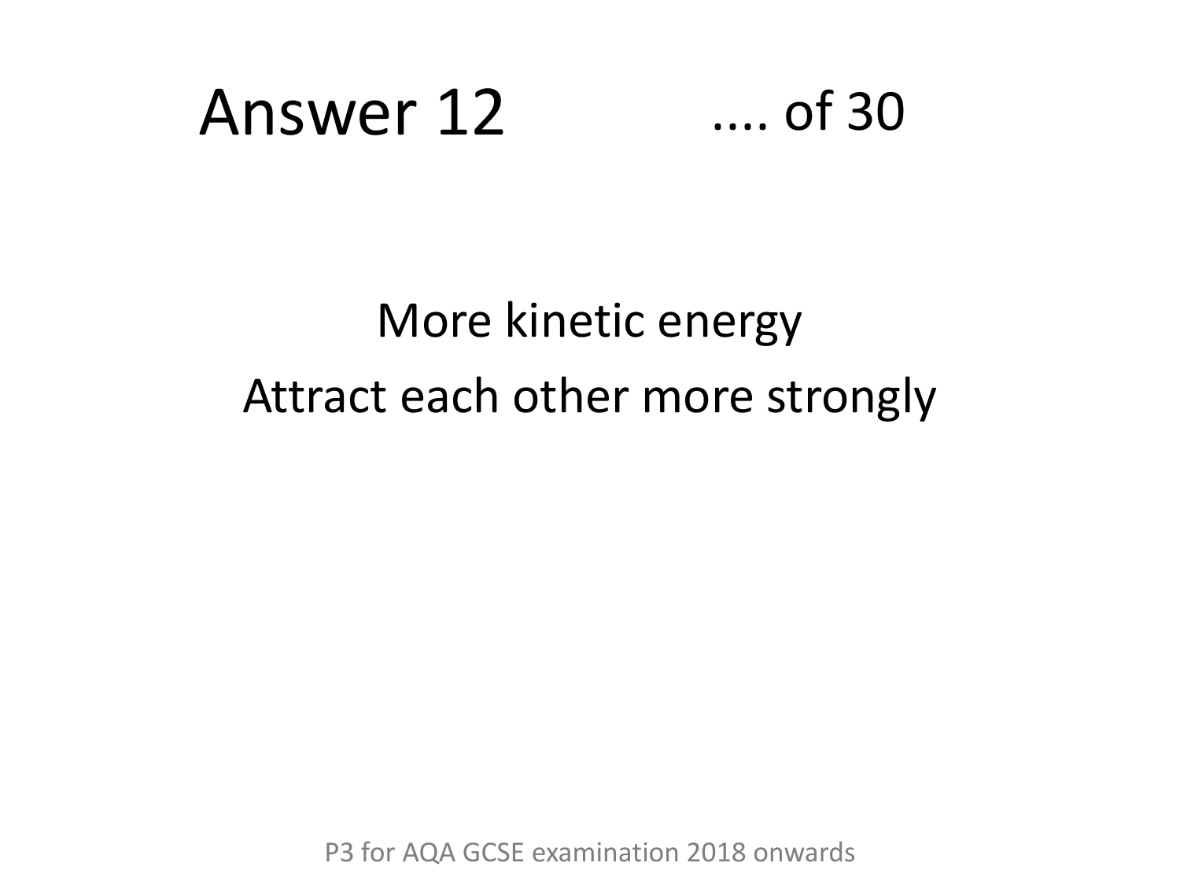# Answer 12

.... of 30

More kinetic energy

Attract each other more strongly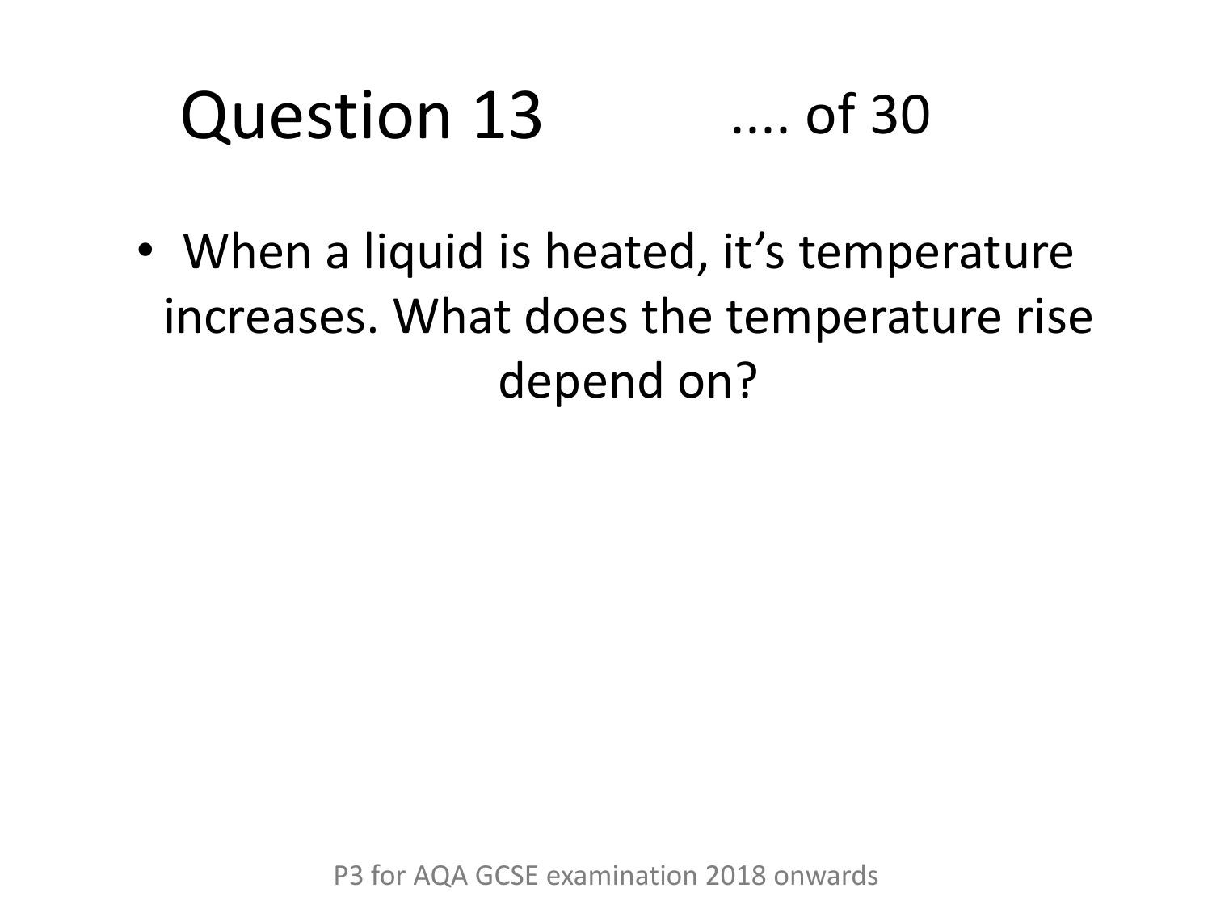# Question 13 .... of 30

- When a liquid is heated, it's temperature increases. What does the temperature rise depend on?

P3 for AQA GCSE examination 2018 onwards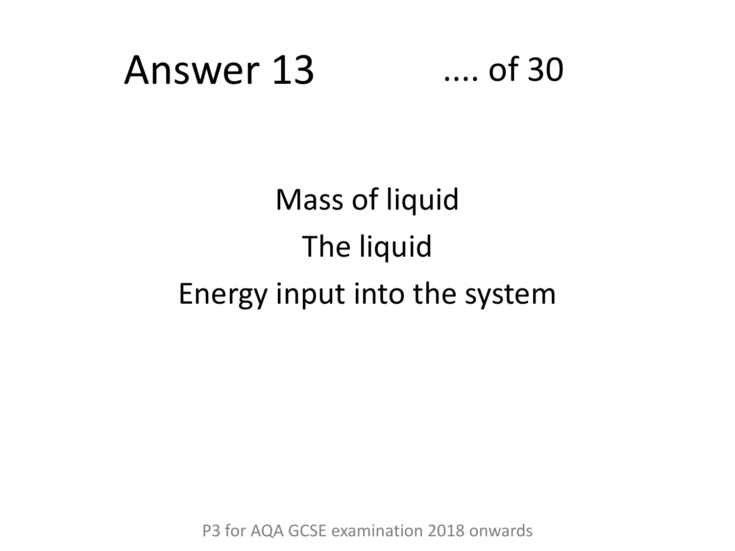# Answer 13 .... of 30

Mass of liquid

The liquid

Energy input into the system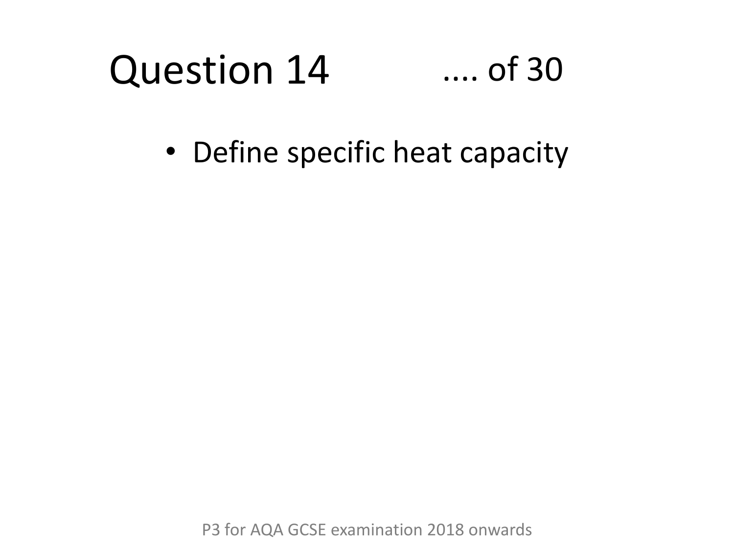# Question 14 .... of 30

- Define specific heat capacity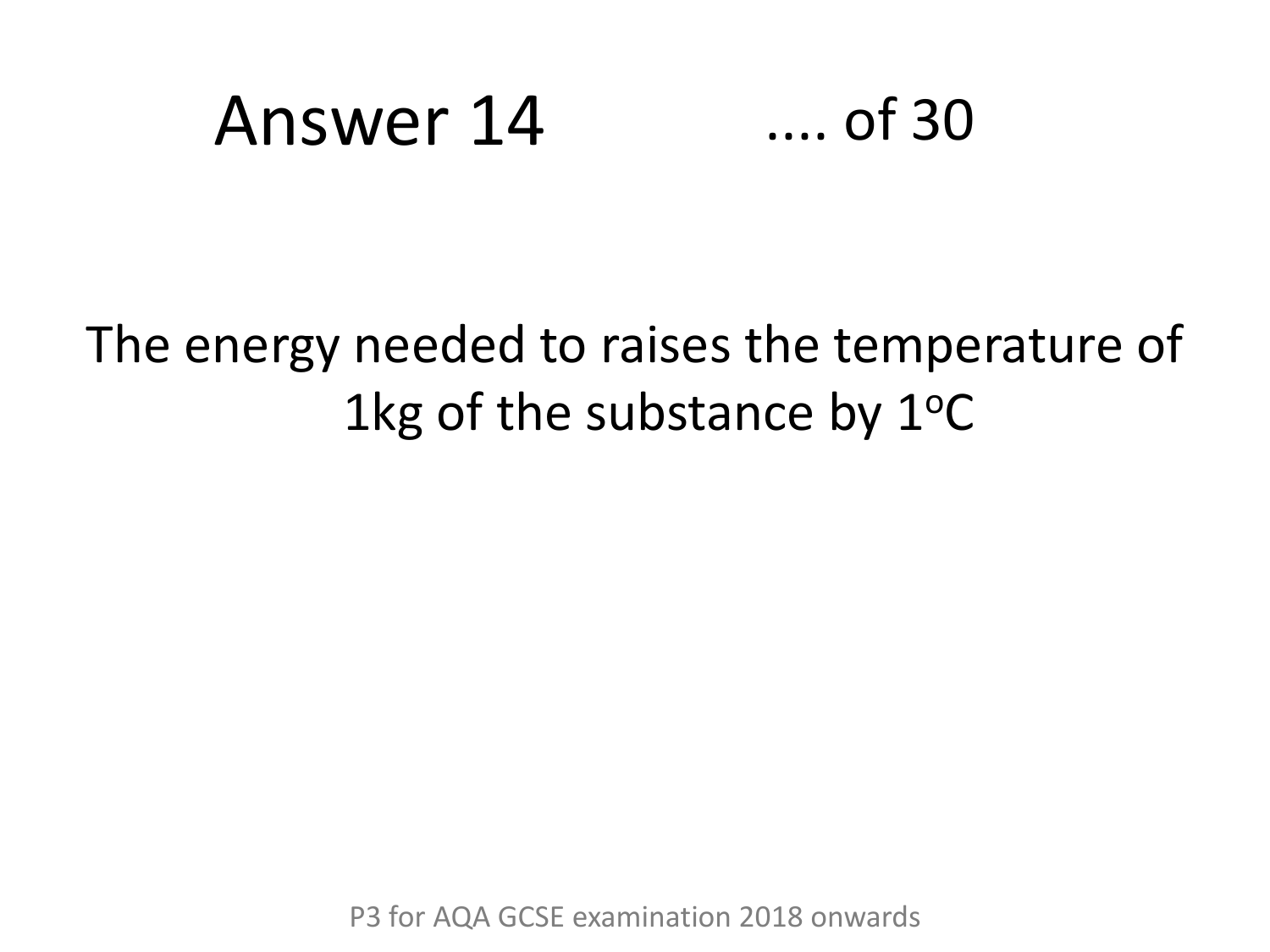# Answer 14

.... of 30

The energy needed to raises the temperature of 1kg of the substance by $1^oC$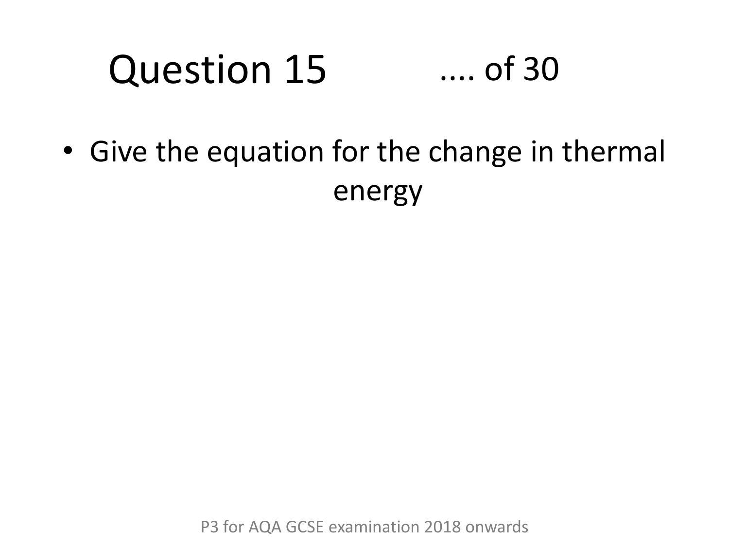# Question 15 .... of 30

- Give the equation for the change in thermal energy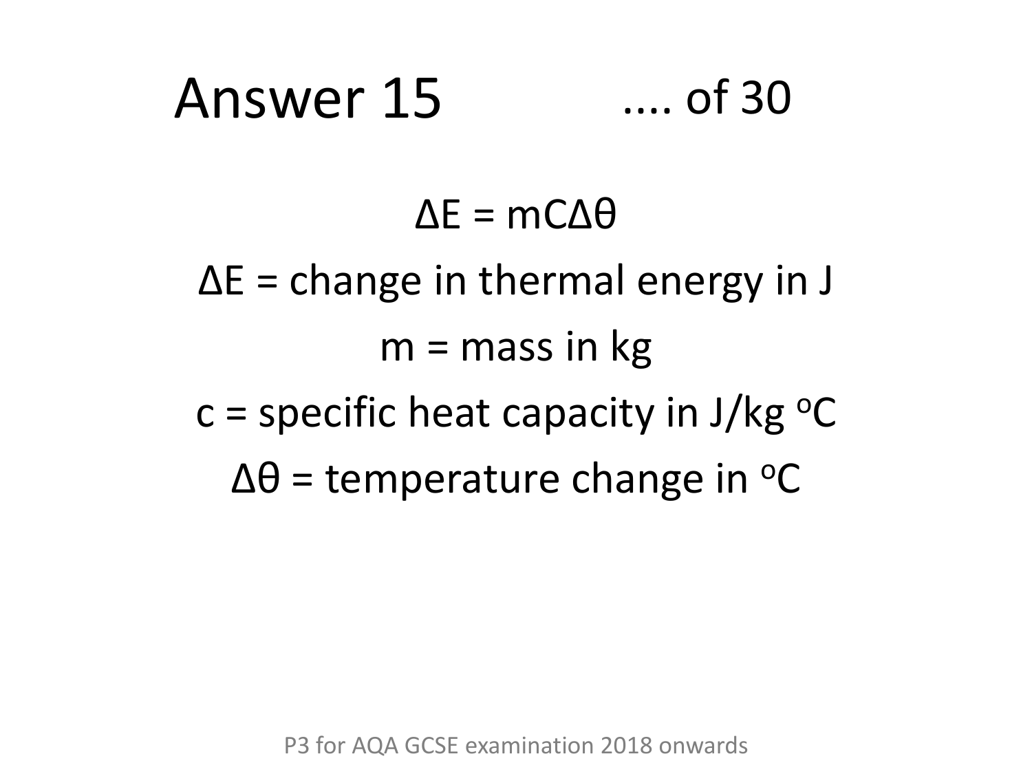# Answer 15

.... of 30

$$\Delta E = mC\Delta\theta$$

$\Delta E$ = change in thermal energy in J

$m$ = mass in kg

$c$ = specific heat capacity in J/kg $^{o}$C

$\Delta\theta$ = temperature change in $^{o}$C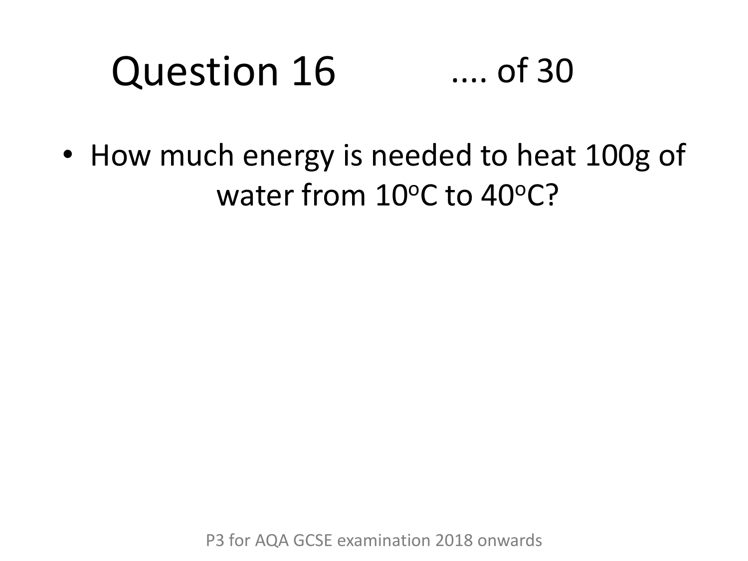# Question 16 .... of 30

- How much energy is needed to heat 100g of water from $10^oC$ to $40^oC$?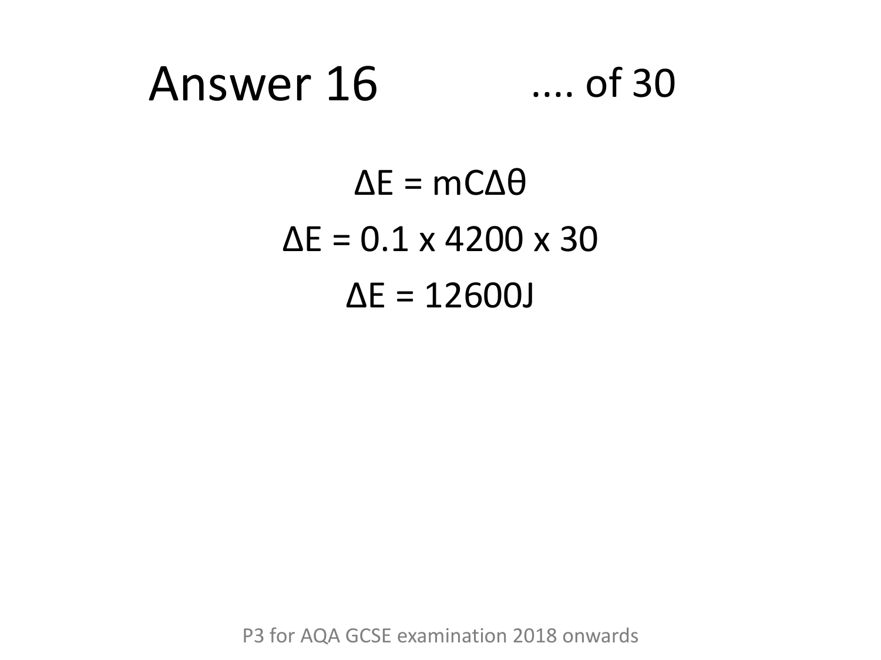# Answer 16

.... of 30

$$\Delta E = mC\Delta\theta$$

$$\Delta E = 0.1 \times 4200 \times 30$$

$$\Delta E = 12600\text{J}$$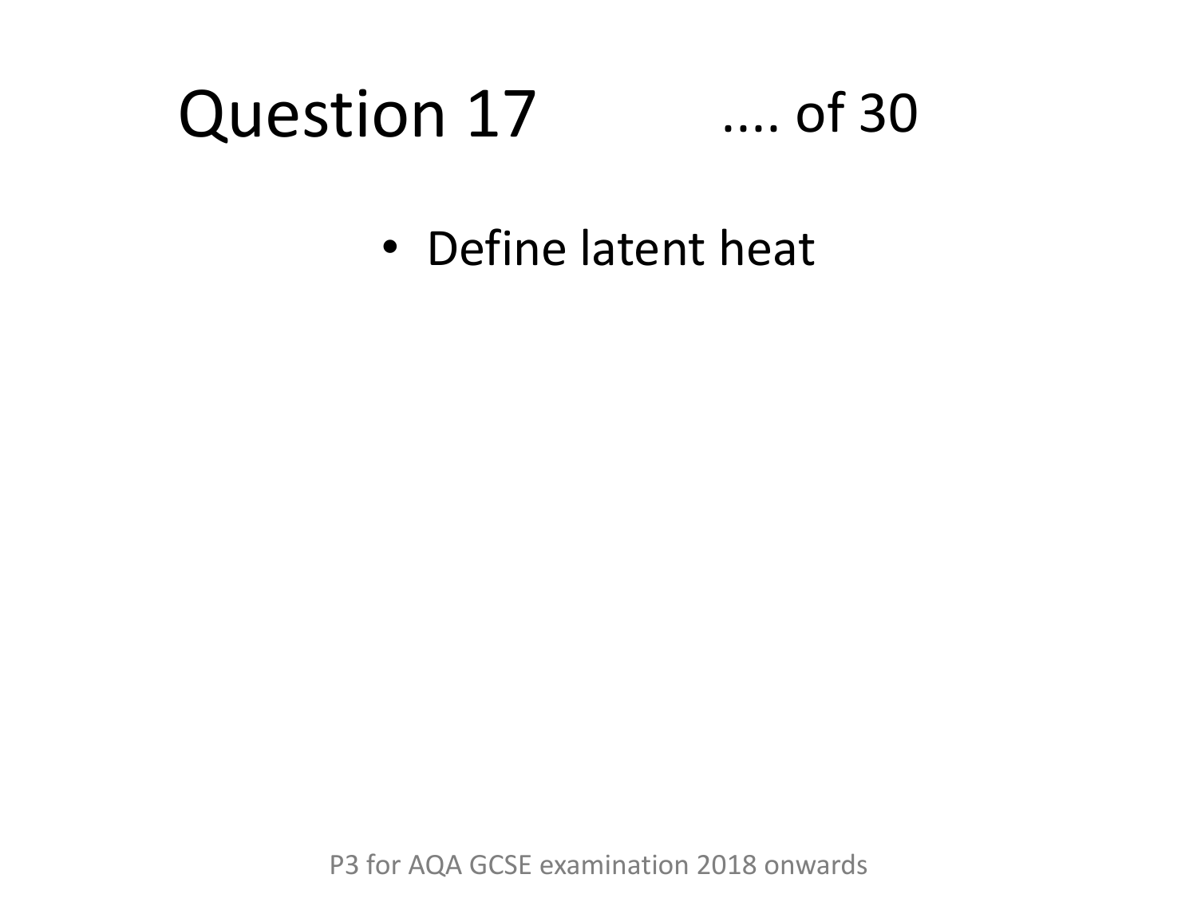# Question 17 .... of 30

- Define latent heat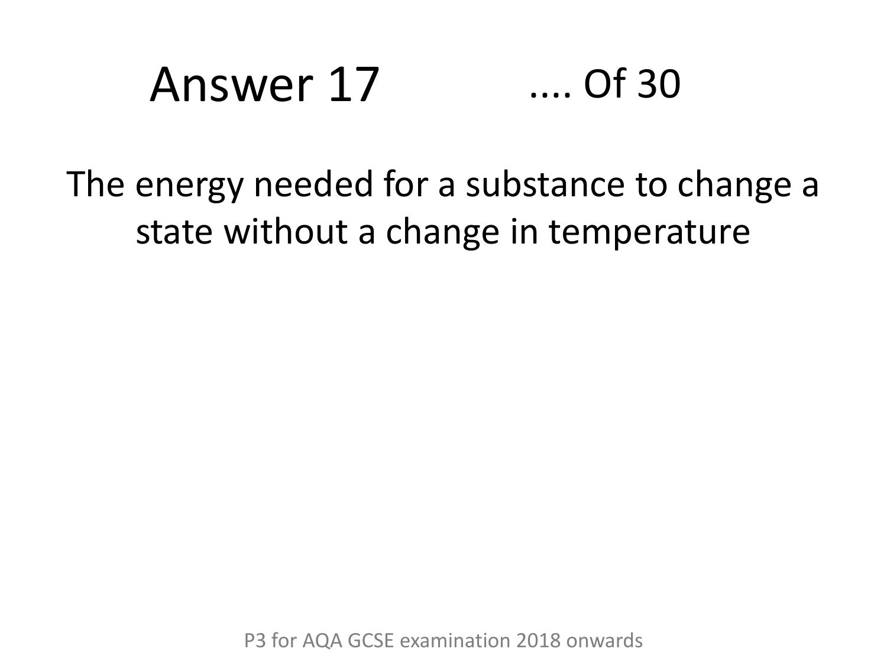# Answer 17 .... Of 30

The energy needed for a substance to change a state without a change in temperature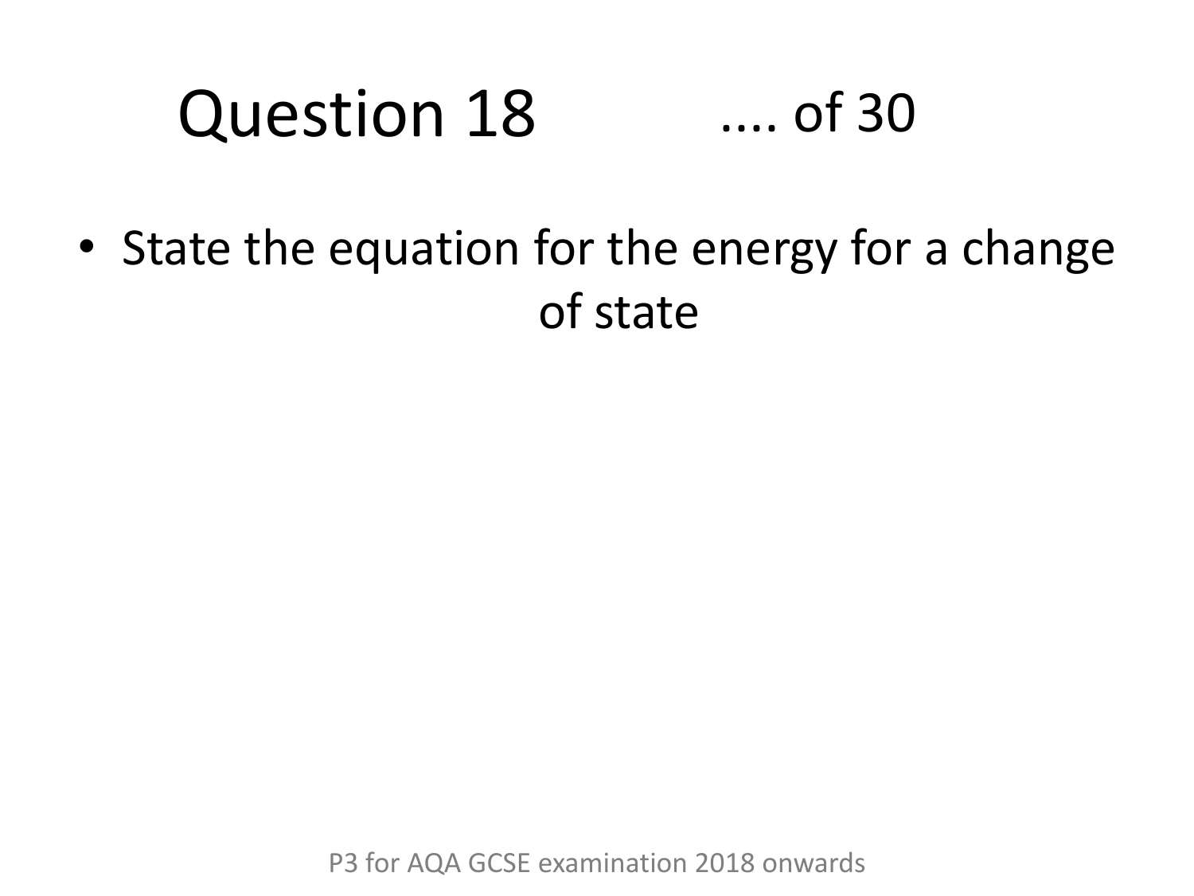# Question 18 .... of 30

- State the equation for the energy for a change of state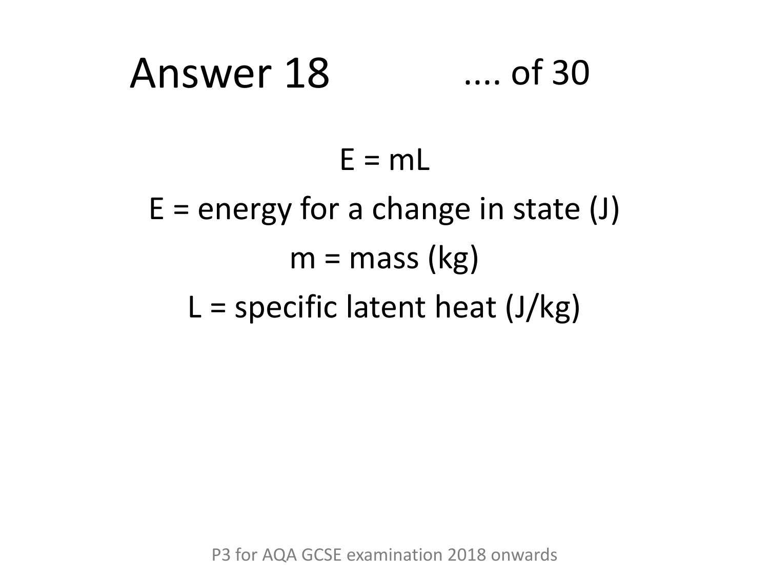# Answer 18 .... of 30

$$E = mL$$

$E$ = energy for a change in state (J)

$m$ = mass (kg)

$L$ = specific latent heat (J/kg)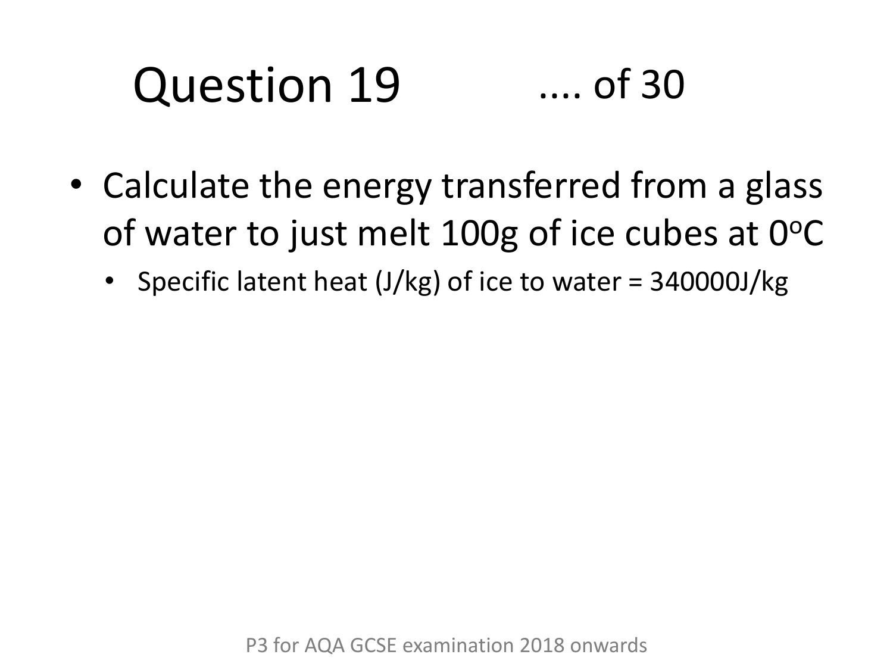# Question 19 .... of 30

- Calculate the energy transferred from a glass of water to just melt 100g of ice cubes at 0$^{o}$C
  - Specific latent heat (J/kg) of ice to water = 340000J/kg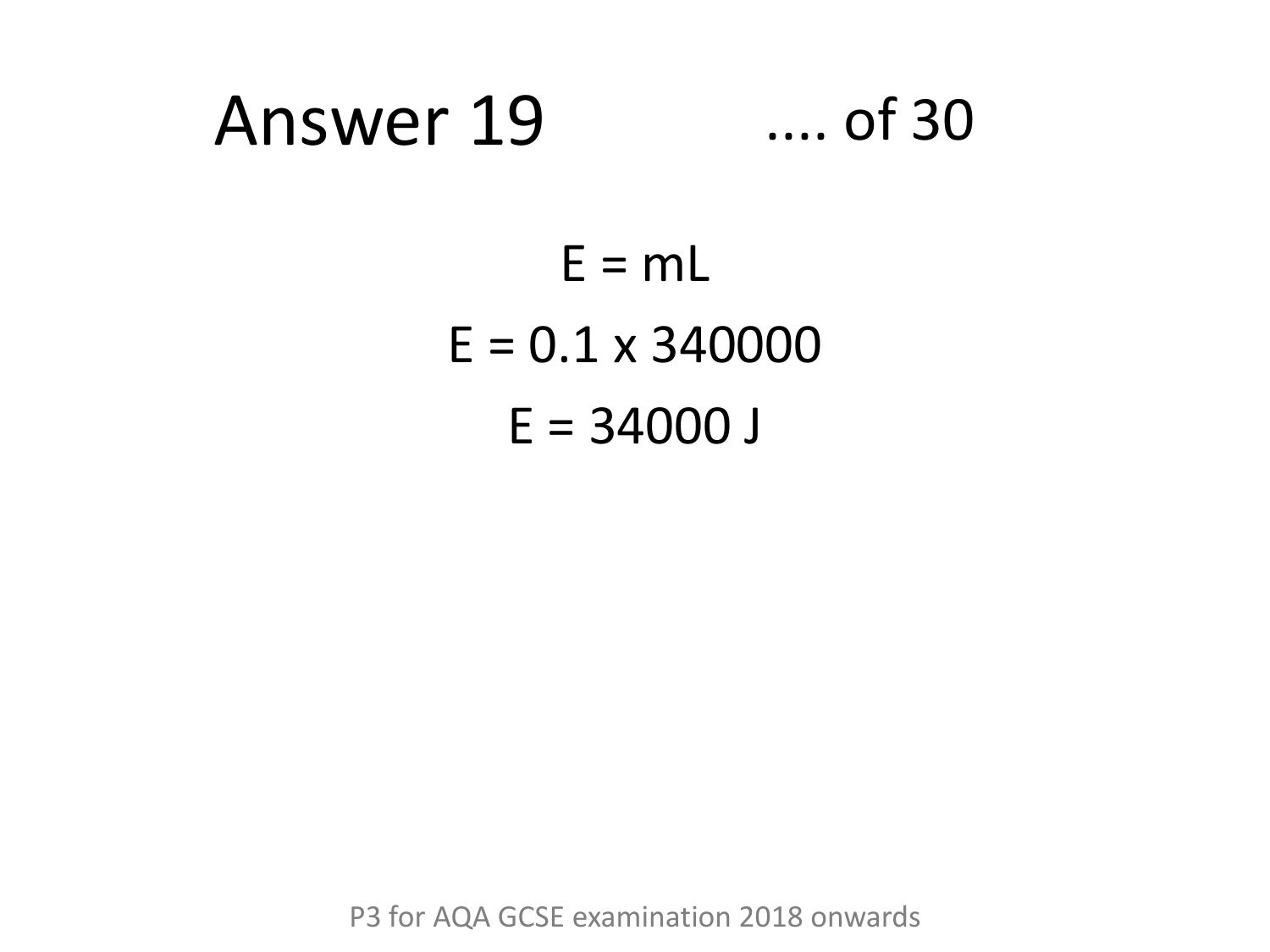# Answer 19 .... of 30

$$E = mL$$

$$E = 0.1 \times 340000$$

$$E = 34000 \text{ J}$$

P3 for AQA GCSE examination 2018 onwards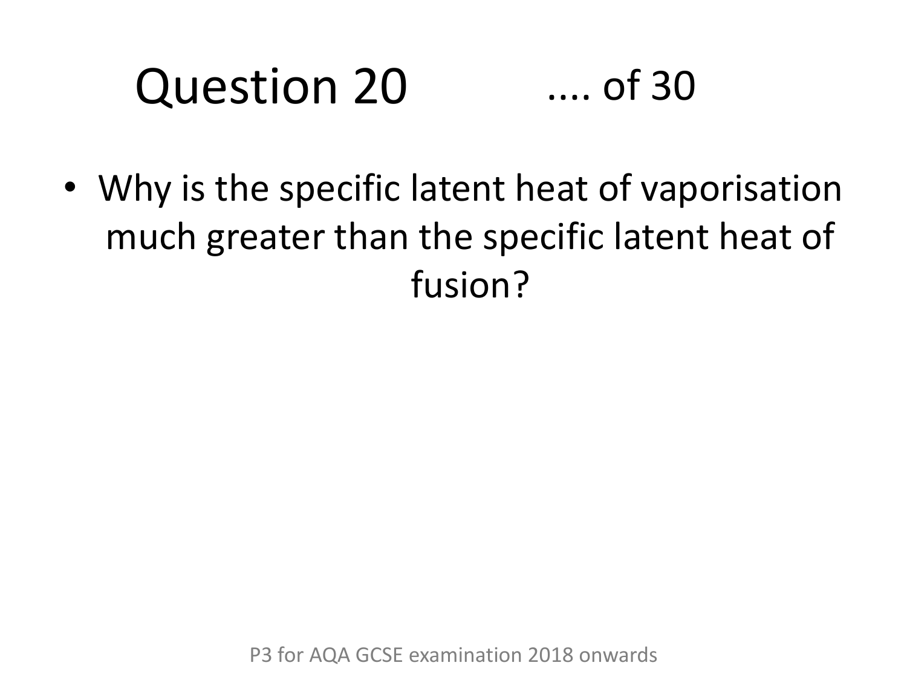# Question 20 .... of 30

- Why is the specific latent heat of vaporisation much greater than the specific latent heat of fusion?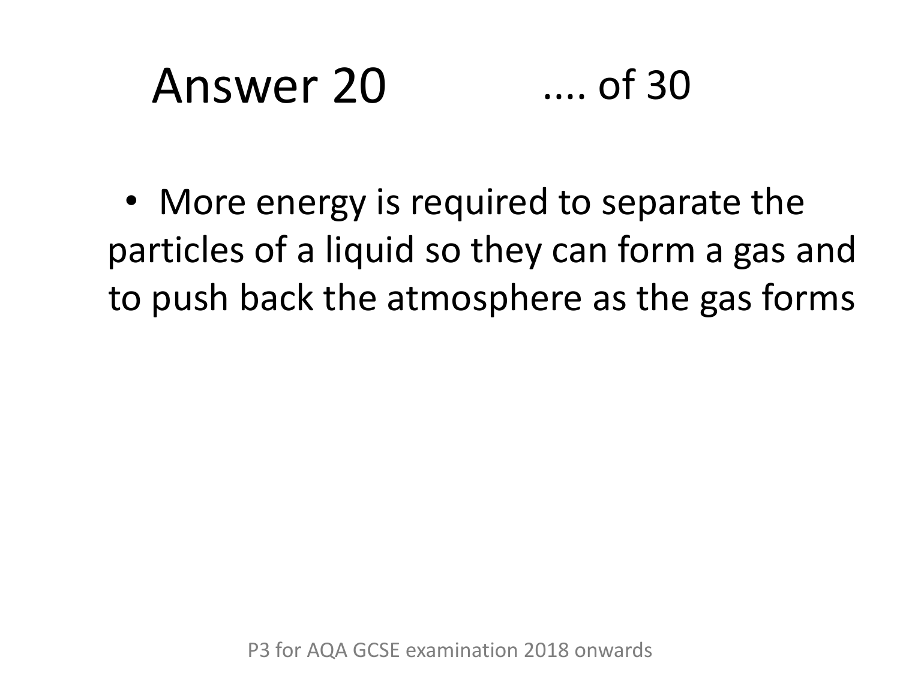# Answer 20

- More energy is required to separate the particles of a liquid so they can form a gas and to push back the atmosphere as the gas forms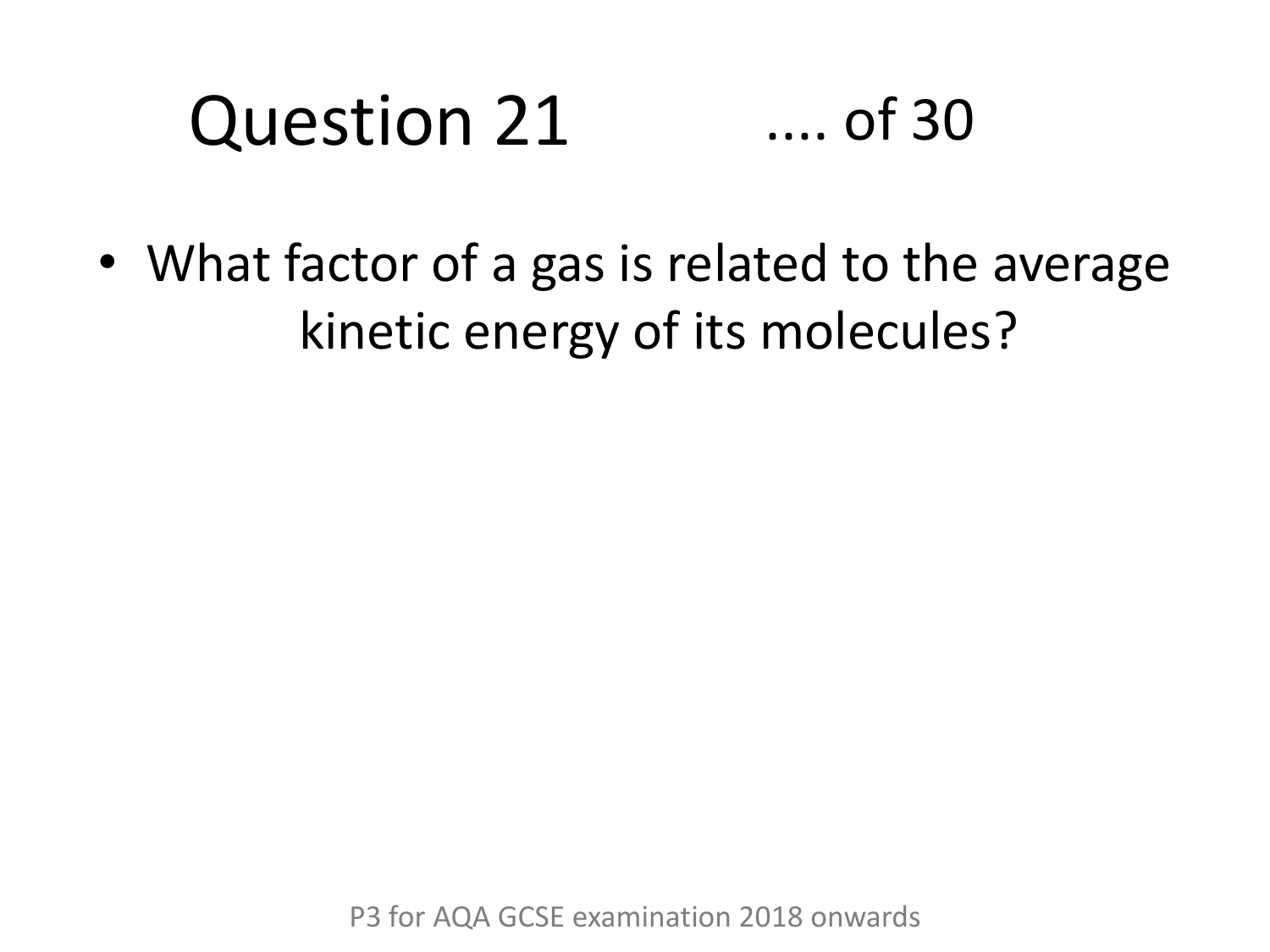# Question 21 .... of 30

- What factor of a gas is related to the average kinetic energy of its molecules?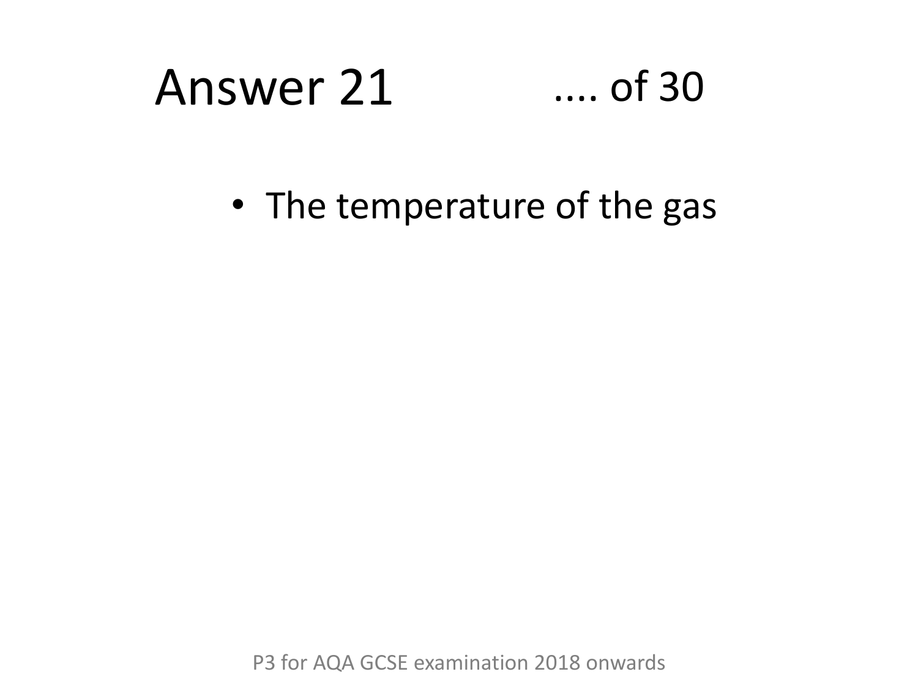# Answer 21 .... of 30

- The temperature of the gas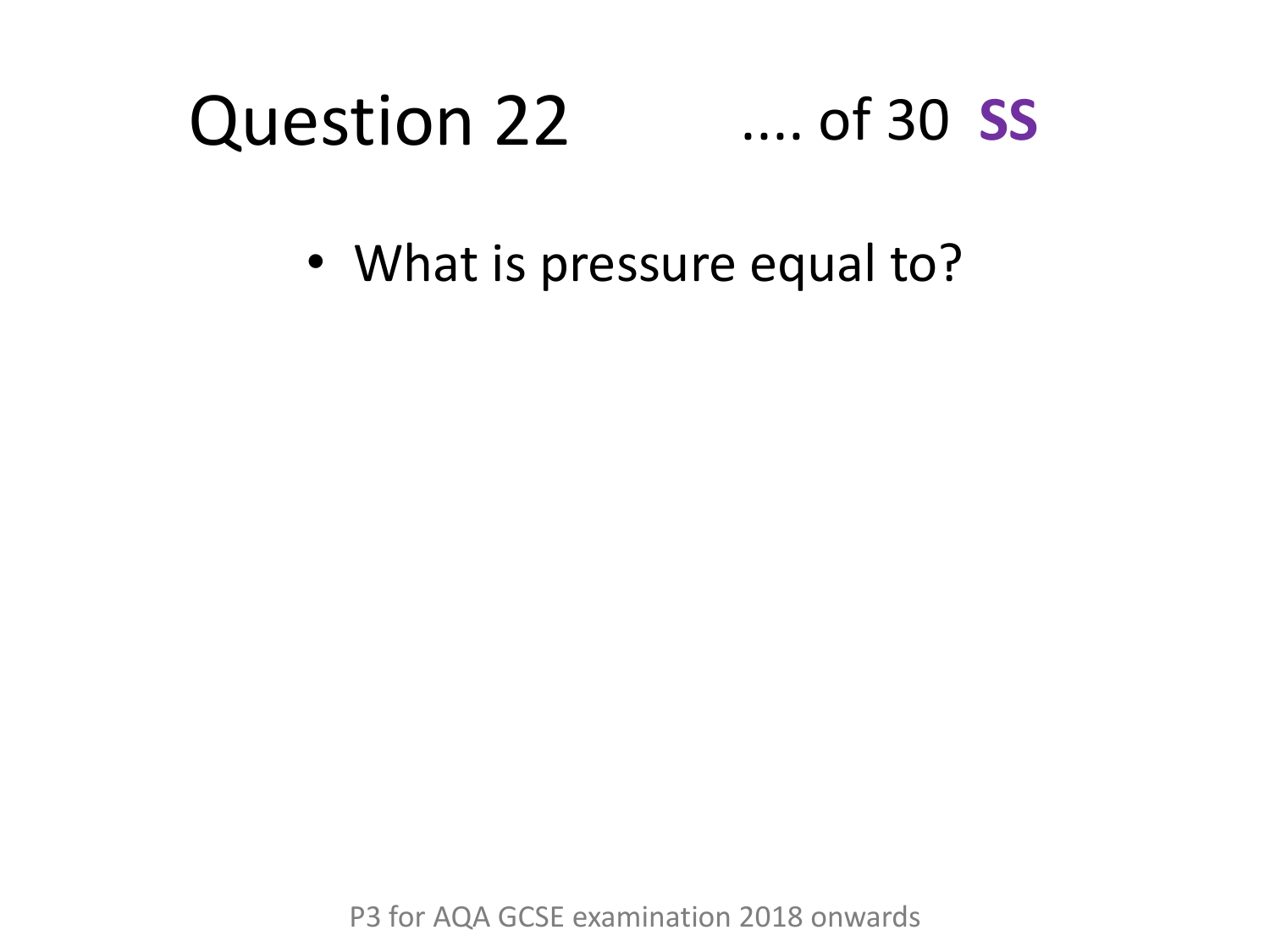# Question 22

.... of 30 **SS**

- What is pressure equal to?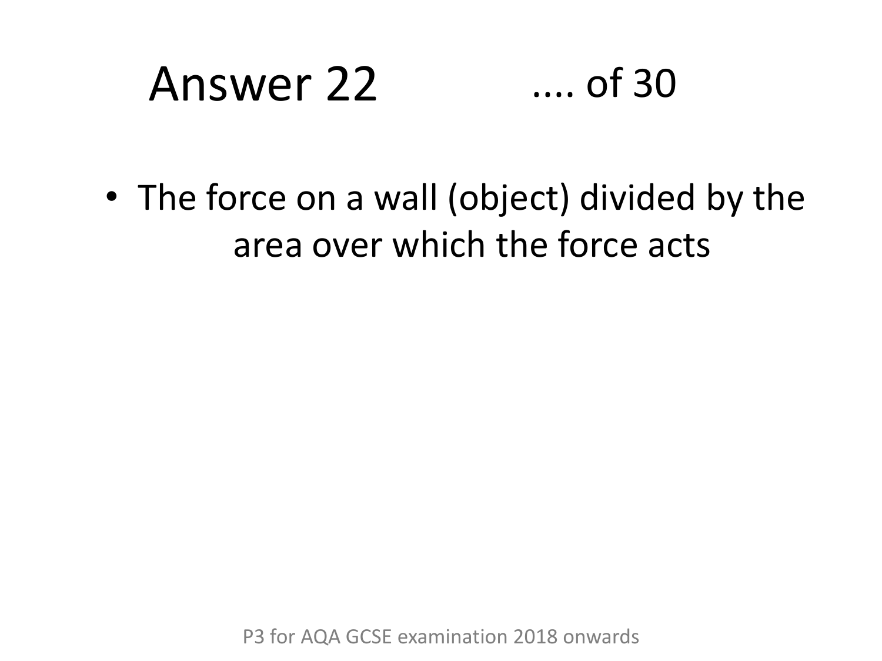# Answer 22

.... of 30

- The force on a wall (object) divided by the area over which the force acts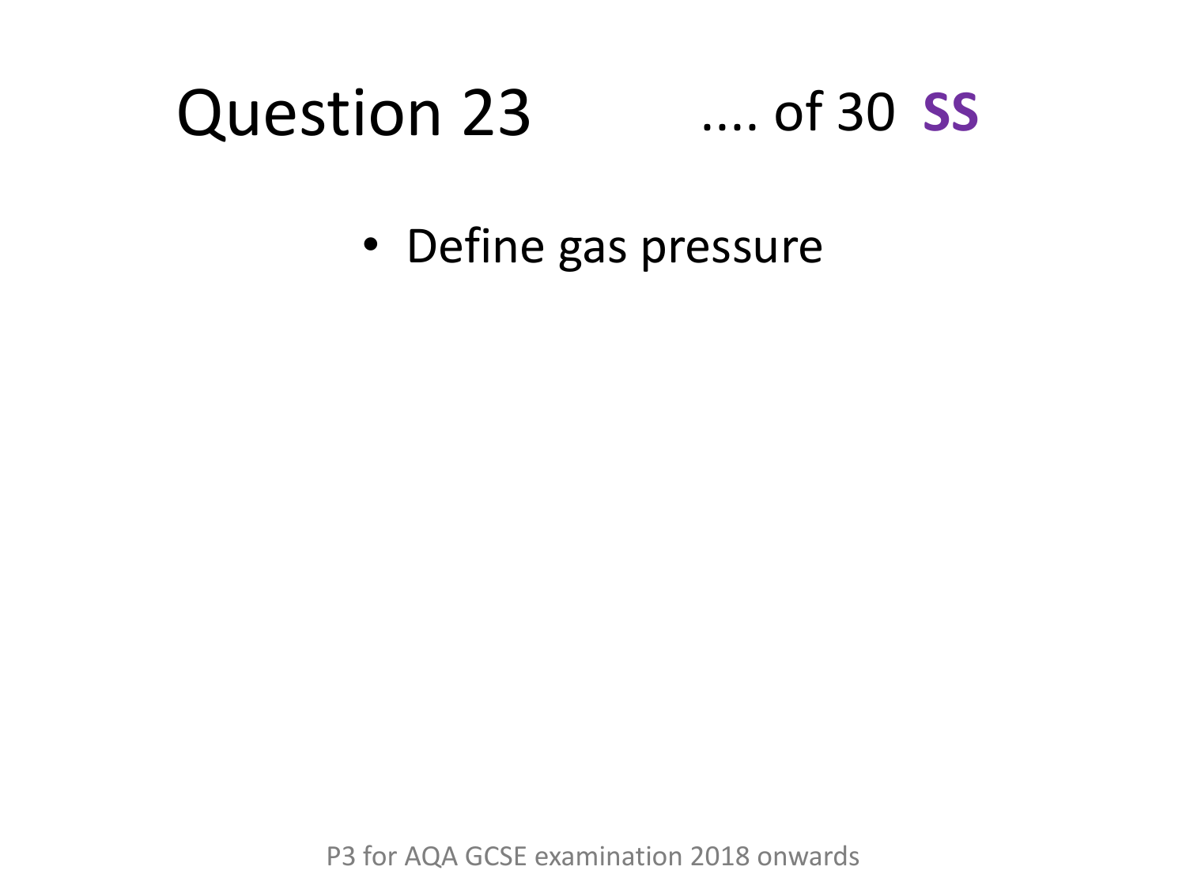# Question 23 .... of 30 **SS**

- Define gas pressure

P3 for AQA GCSE examination 2018 onwards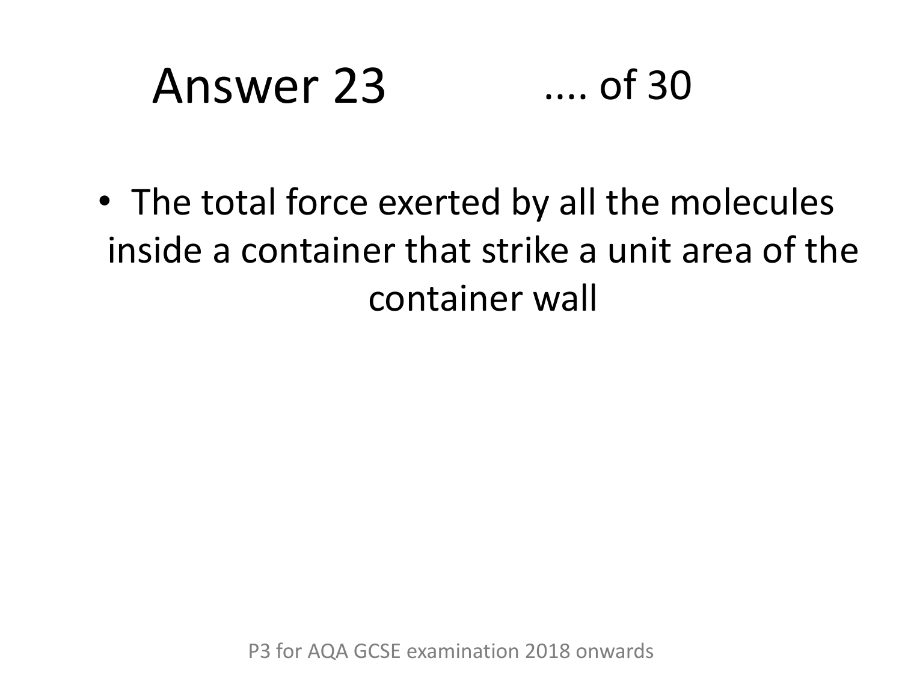# Answer 23 .... of 30

- The total force exerted by all the molecules inside a container that strike a unit area of the container wall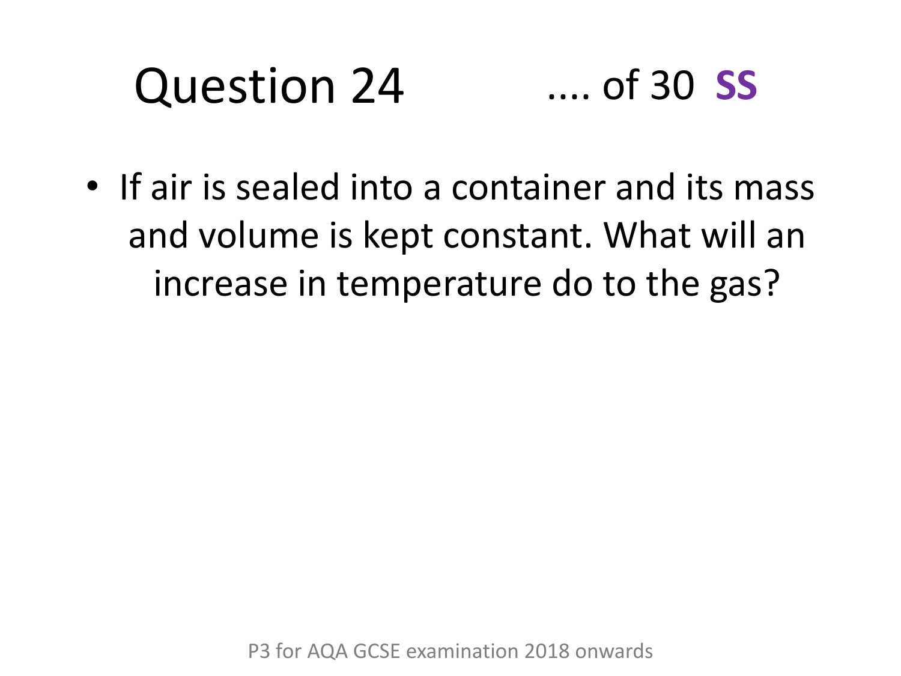# Question 24 .... of 30 **SS**

- If air is sealed into a container and its mass and volume is kept constant. What will an increase in temperature do to the gas?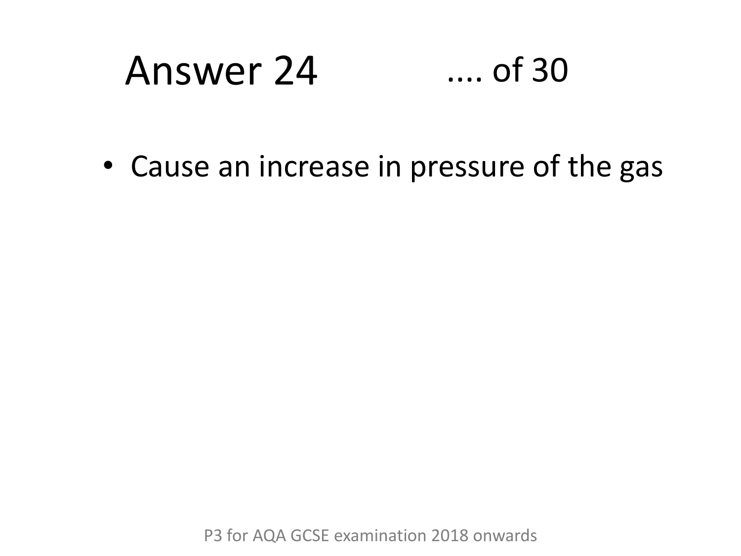# Answer 24 .... of 30

- Cause an increase in pressure of the gas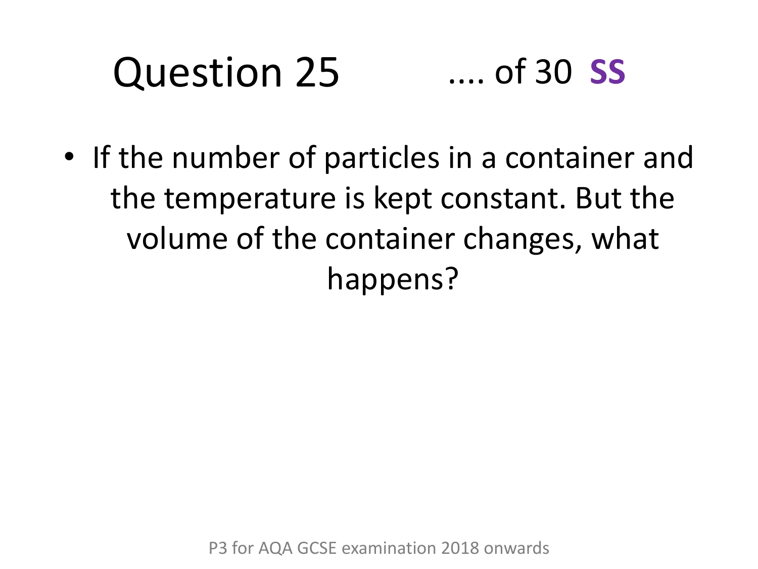# Question 25 .... of 30 **SS**

- If the number of particles in a container and the temperature is kept constant. But the volume of the container changes, what happens?

P3 for AQA GCSE examination 2018 onwards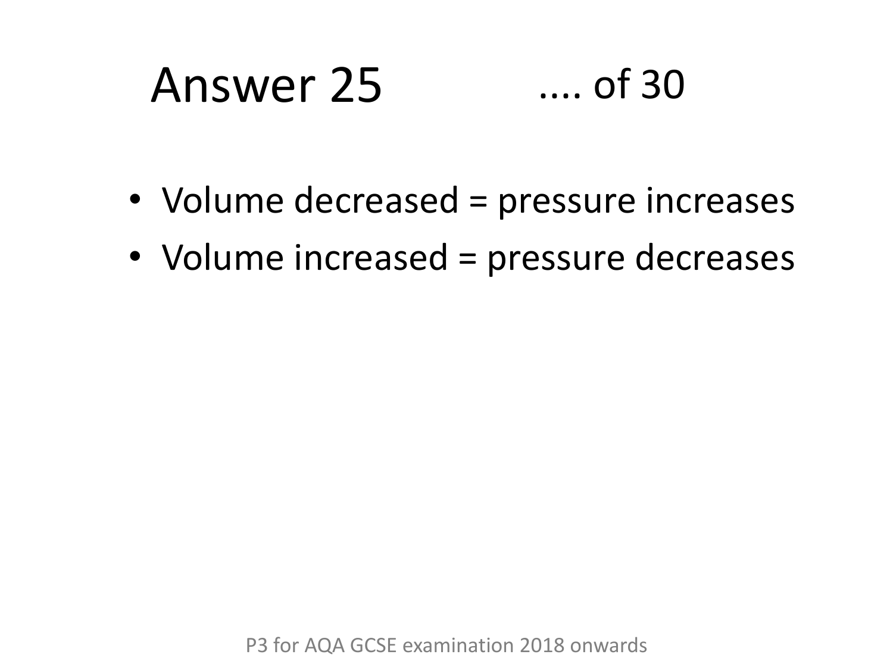# Answer 25 .... of 30

- Volume decreased = pressure increases
- Volume increased = pressure decreases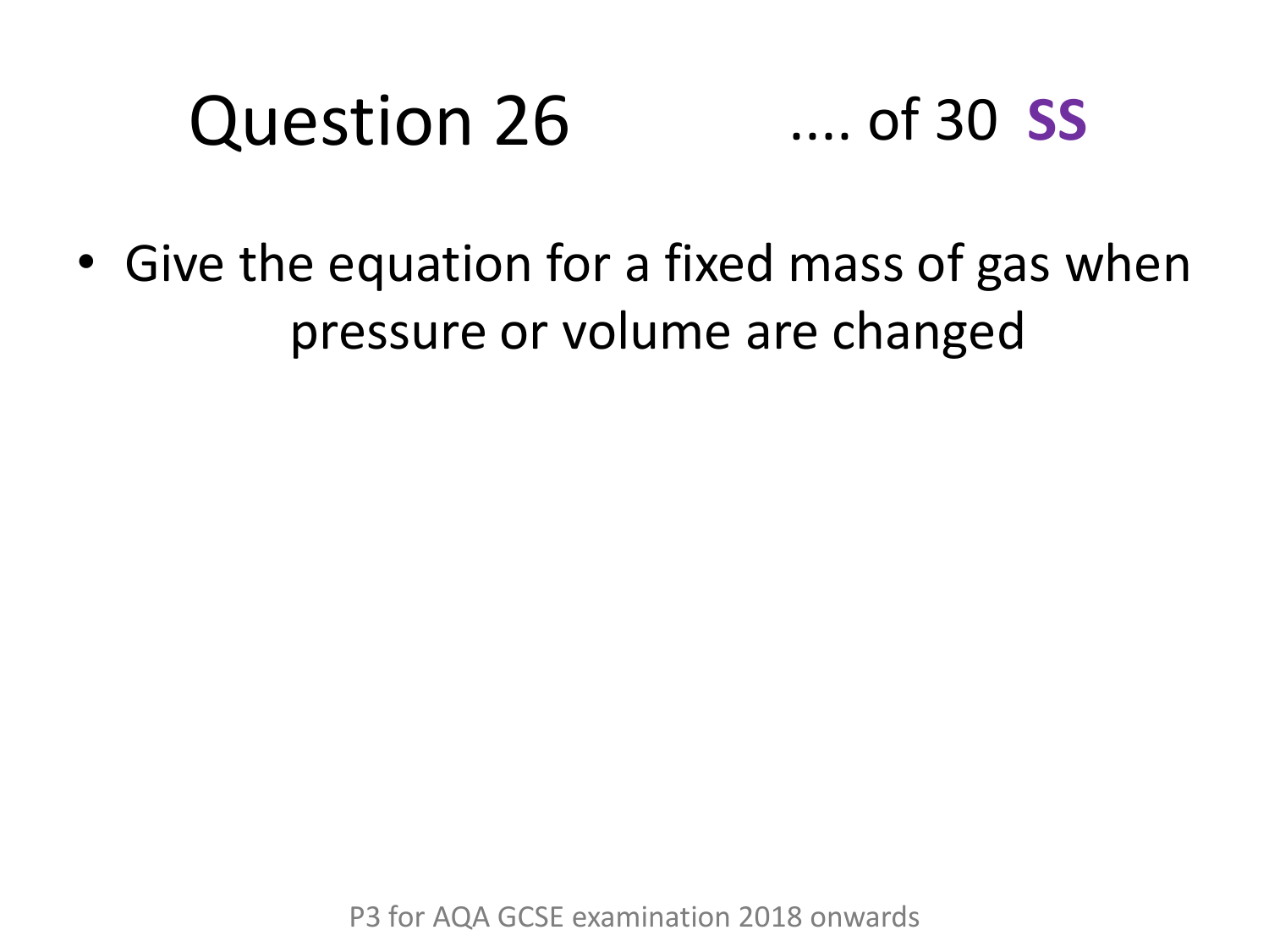# Question 26

.... of 30 **SS**

- Give the equation for a fixed mass of gas when pressure or volume are changed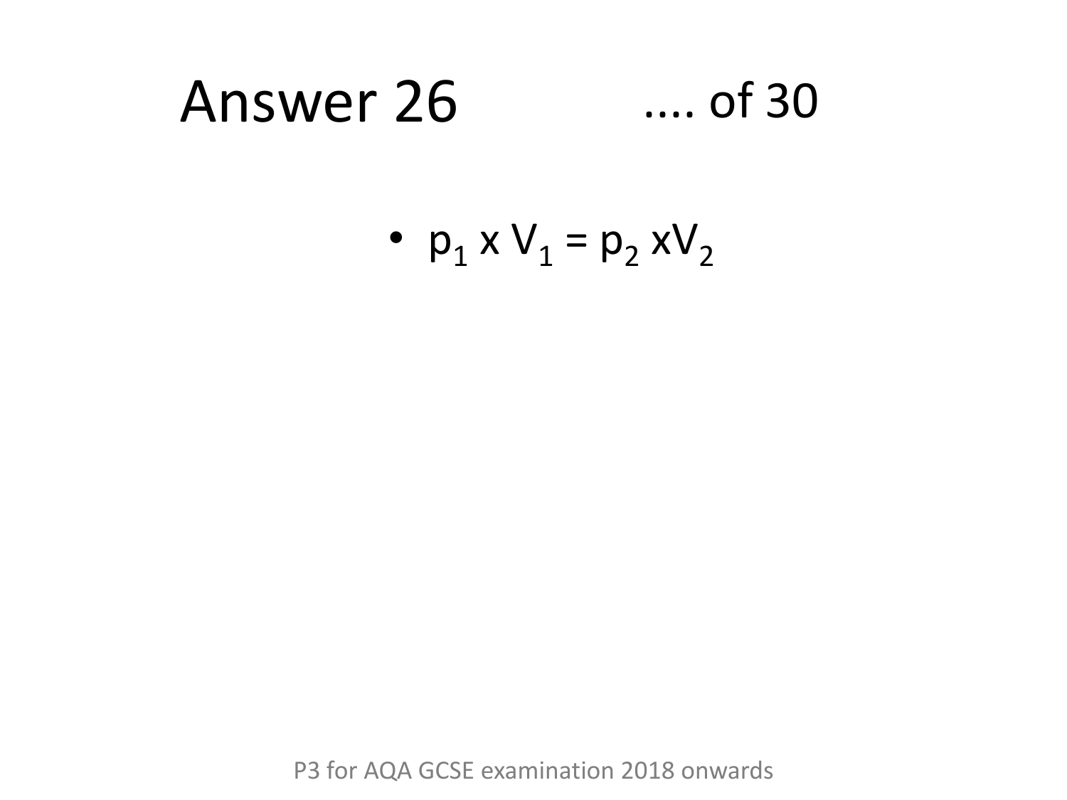# Answer 26 .... of 30

- $p_1 \times V_1 = p_2 \times V_2$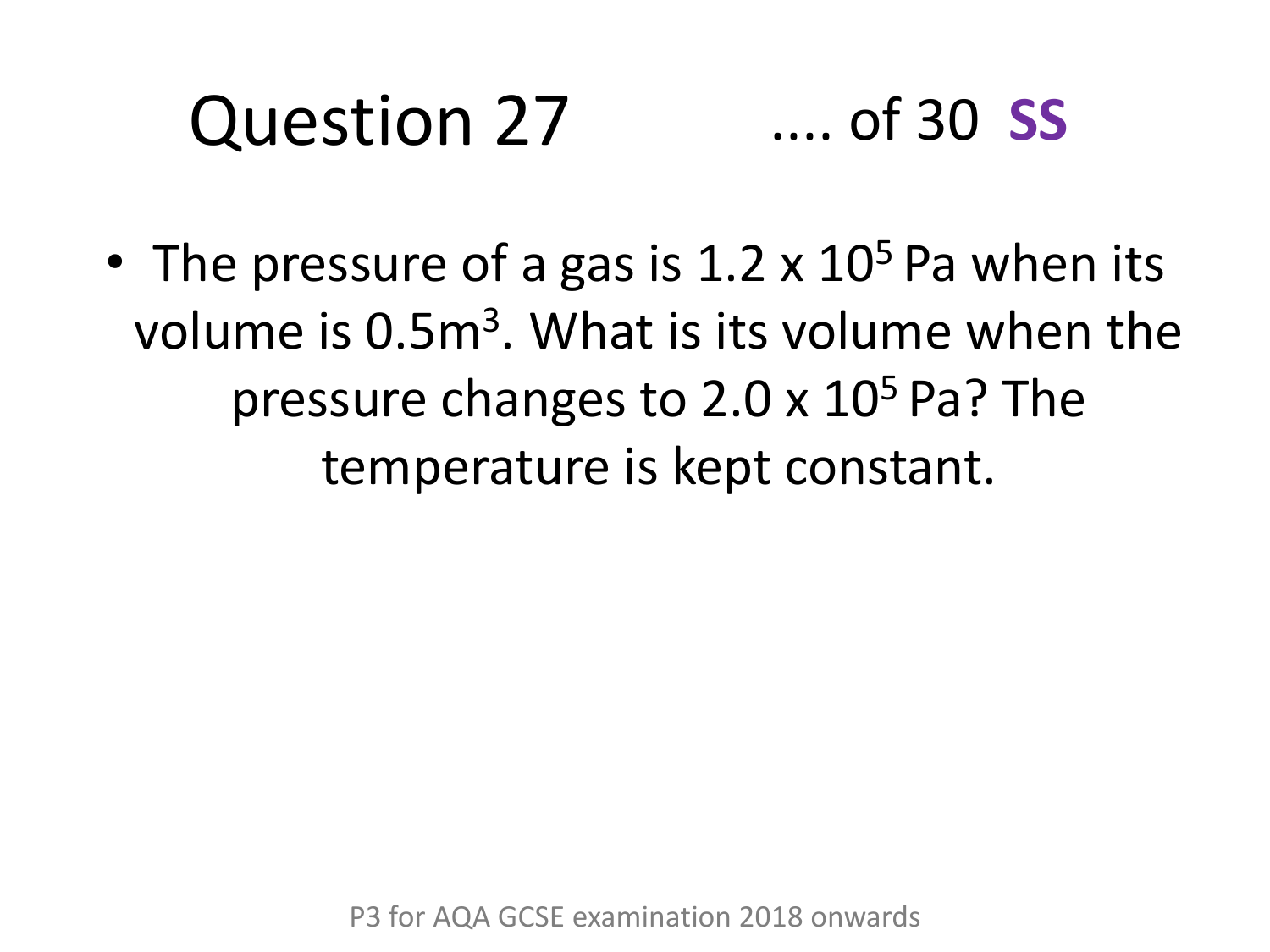# Question 27 .... of 30 **SS**

- The pressure of a gas is $1.2 \times 10^5$ Pa when its volume is $0.5 m^3$. What is its volume when the pressure changes to $2.0 \times 10^5$ Pa? The temperature is kept constant.

P3 for AQA GCSE examination 2018 onwards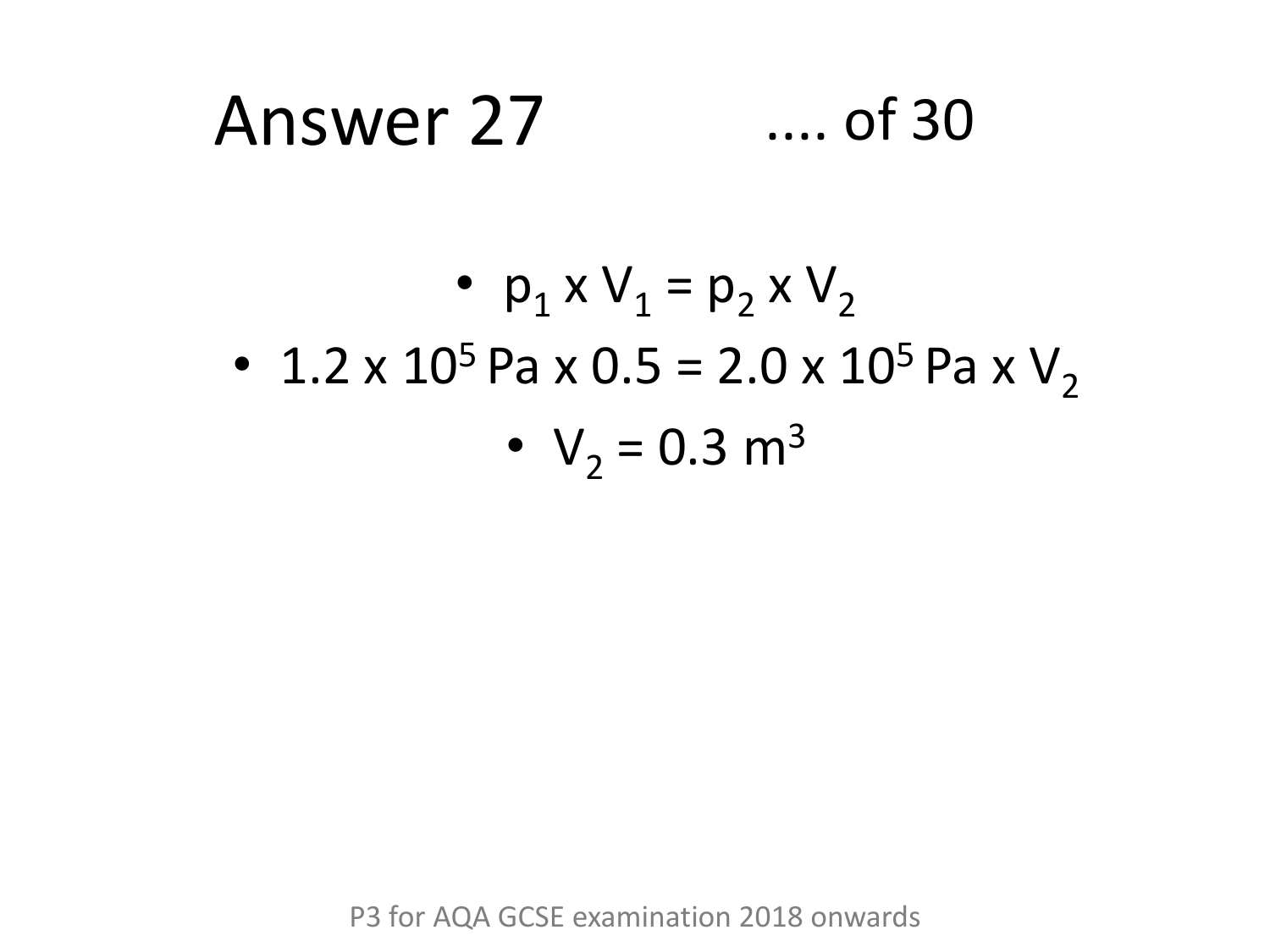# Answer 27 .... of 30

- $p_1 \times V_1 = p_2 \times V_2$
- $1.2 \times 10^5$ Pa $\times 0.5 = 2.0 \times 10^5$ Pa $\times V_2$
- $V_2 = 0.3$ m$^3$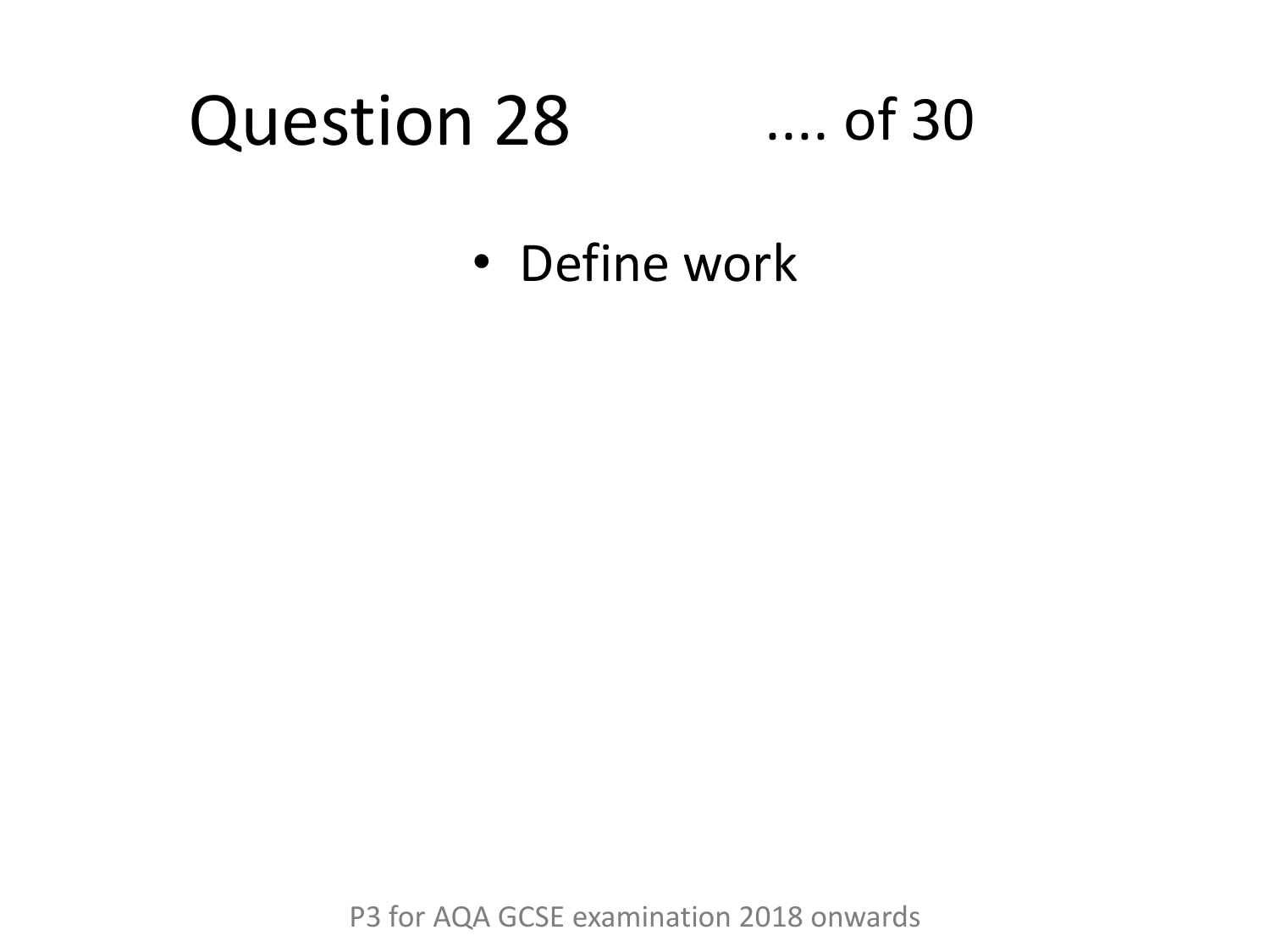# Question 28 .... of 30

- Define work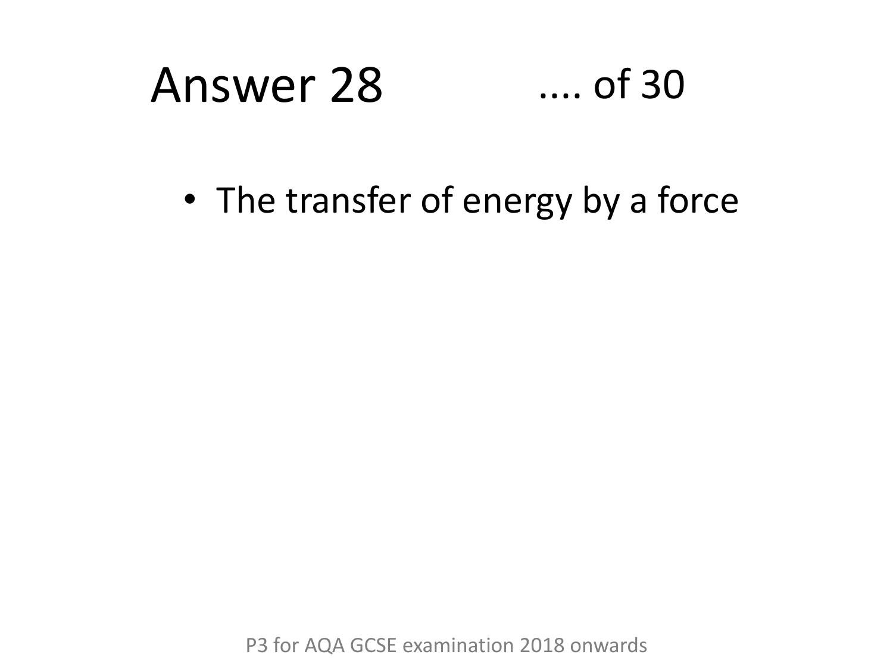# Answer 28 .... of 30

- The transfer of energy by a force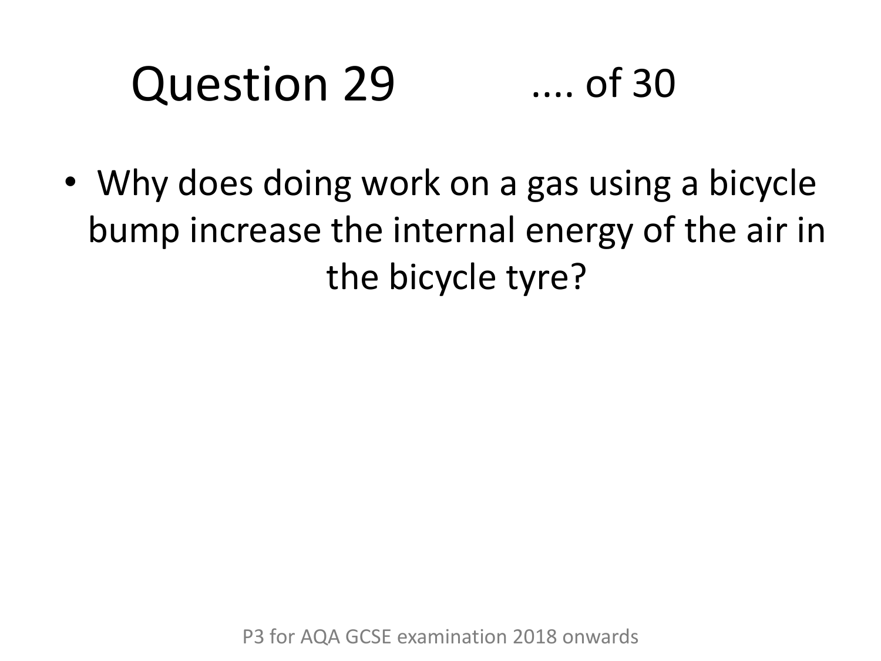# Question 29 .... of 30

- Why does doing work on a gas using a bicycle bump increase the internal energy of the air in the bicycle tyre?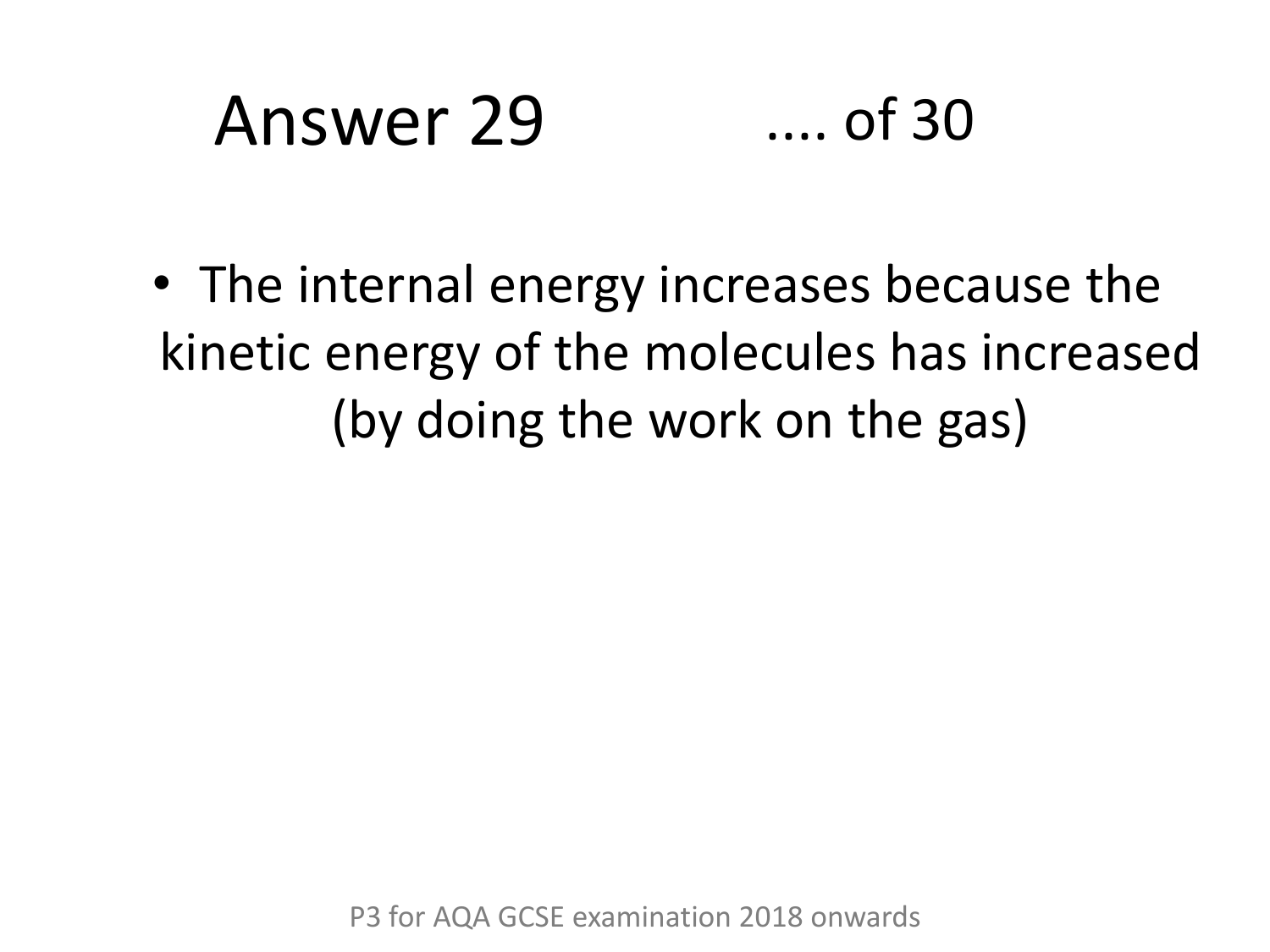# Answer 29 .... of 30

- The internal energy increases because the kinetic energy of the molecules has increased (by doing the work on the gas)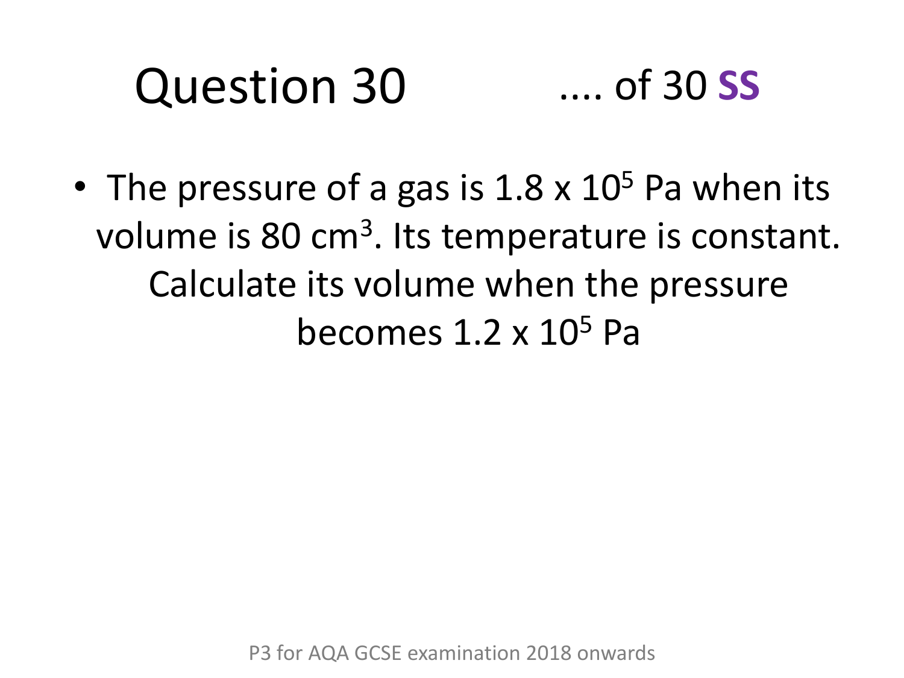# Question 30

.... of 30 **SS**

- The pressure of a gas is $1.8 \times 10^5$ Pa when its volume is 80 $cm^3$. Its temperature is constant. Calculate its volume when the pressure becomes $1.2 \times 10^5$ Pa

P3 for AQA GCSE examination 2018 onwards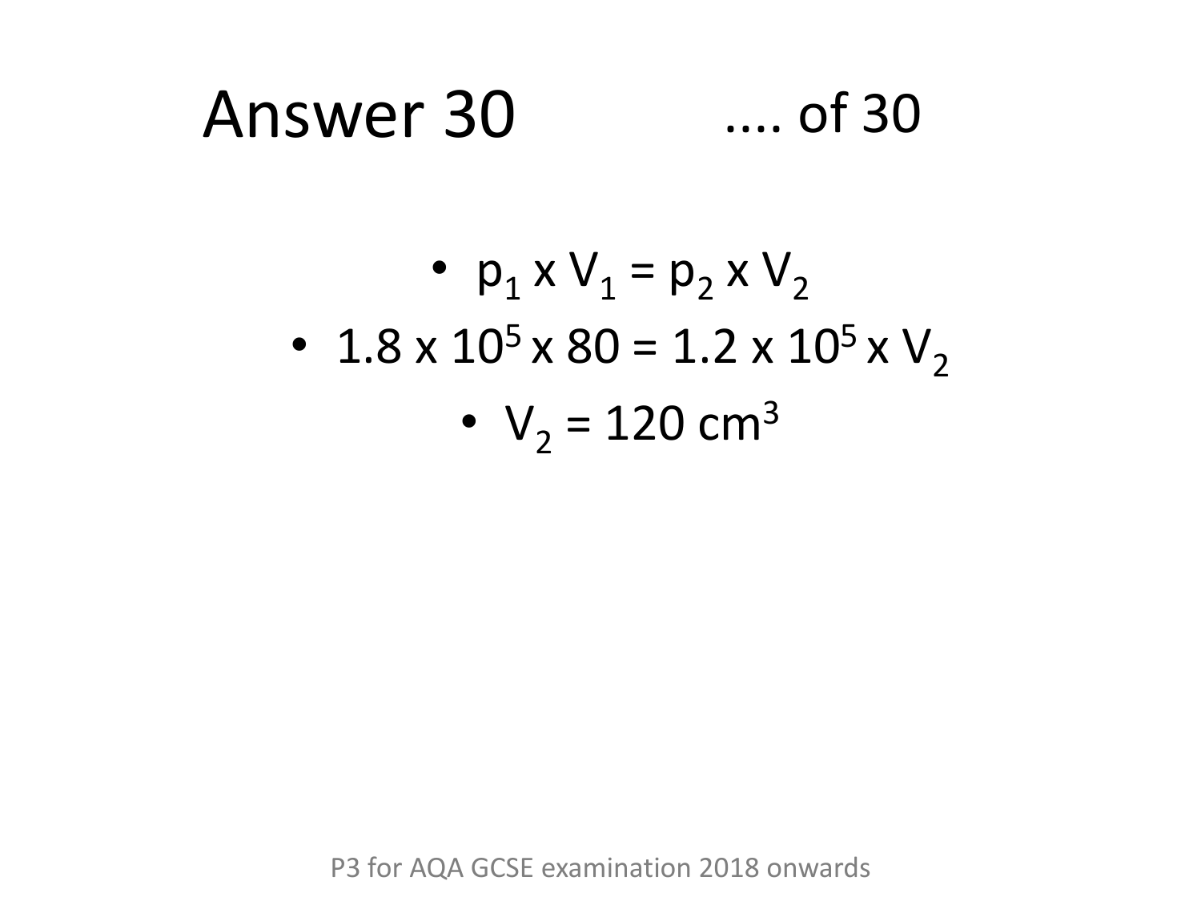# Answer 30

.... of 30

- $p_1 \times V_1 = p_2 \times V_2$
- $1.8 \times 10^5 \times 80 = 1.2 \times 10^5 \times V_2$
- $V_2 = 120 \text{ cm}^3$